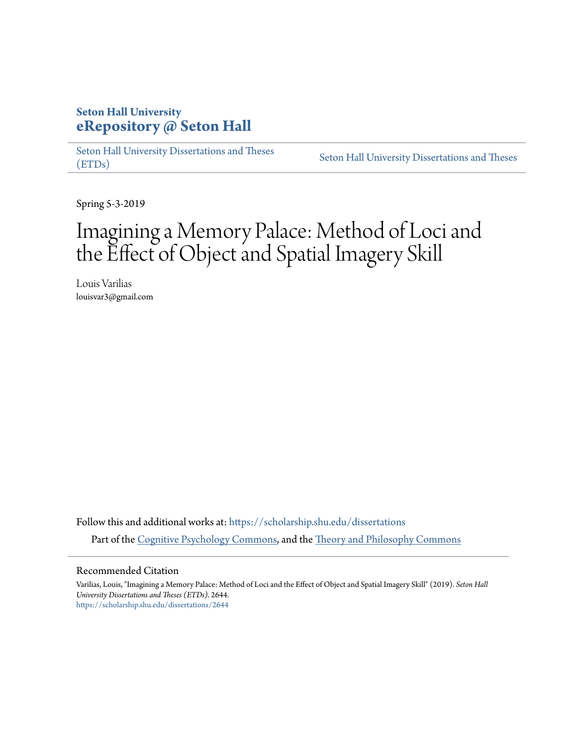**Seton Hall University**
**eRepository @ Seton Hall**

Seton Hall University Dissertations and Theses (ETDs) | Seton Hall University Dissertations and Theses

Spring 5-3-2019

# Imagining a Memory Palace: Method of Loci and the Effect of Object and Spatial Imagery Skill

Louis Varilias
louisvar3@gmail.com

Follow this and additional works at: https://scholarship.shu.edu/dissertations

Part of the Cognitive Psychology Commons, and the Theory and Philosophy Commons

## Recommended Citation

Varilias, Louis, "Imagining a Memory Palace: Method of Loci and the Effect of Object and Spatial Imagery Skill" (2019). *Seton Hall University Dissertations and Theses (ETDs)*. 2644.
https://scholarship.shu.edu/dissertations/2644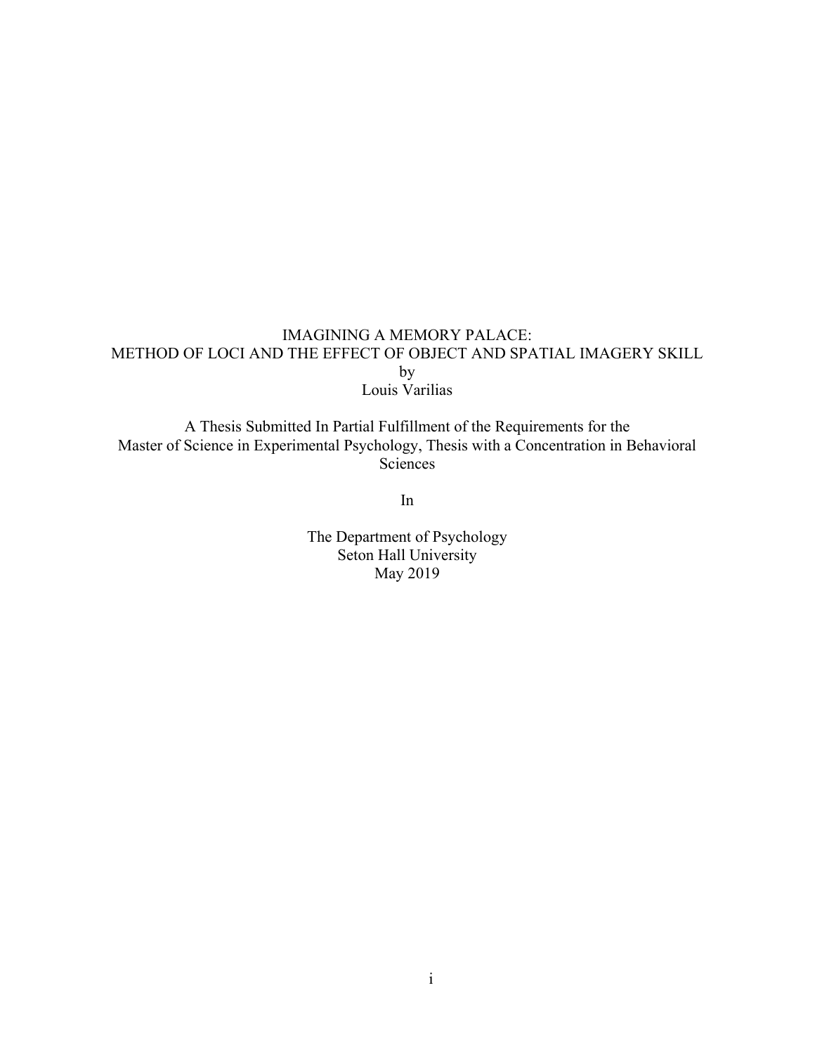# IMAGINING A MEMORY PALACE:
# METHOD OF LOCI AND THE EFFECT OF OBJECT AND SPATIAL IMAGERY SKILL

by

Louis Varilias

A Thesis Submitted In Partial Fulfillment of the Requirements for the Master of Science in Experimental Psychology, Thesis with a Concentration in Behavioral Sciences

In

The Department of Psychology
Seton Hall University
May 2019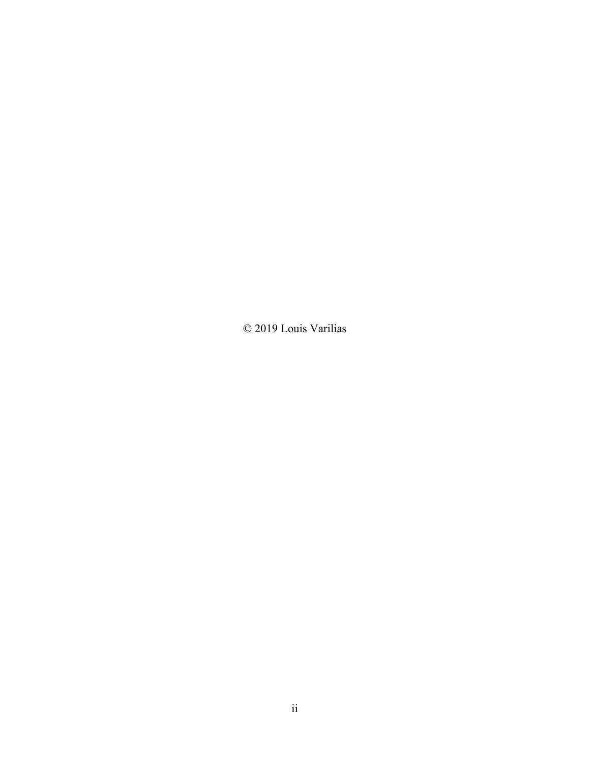© 2019 Louis Varilias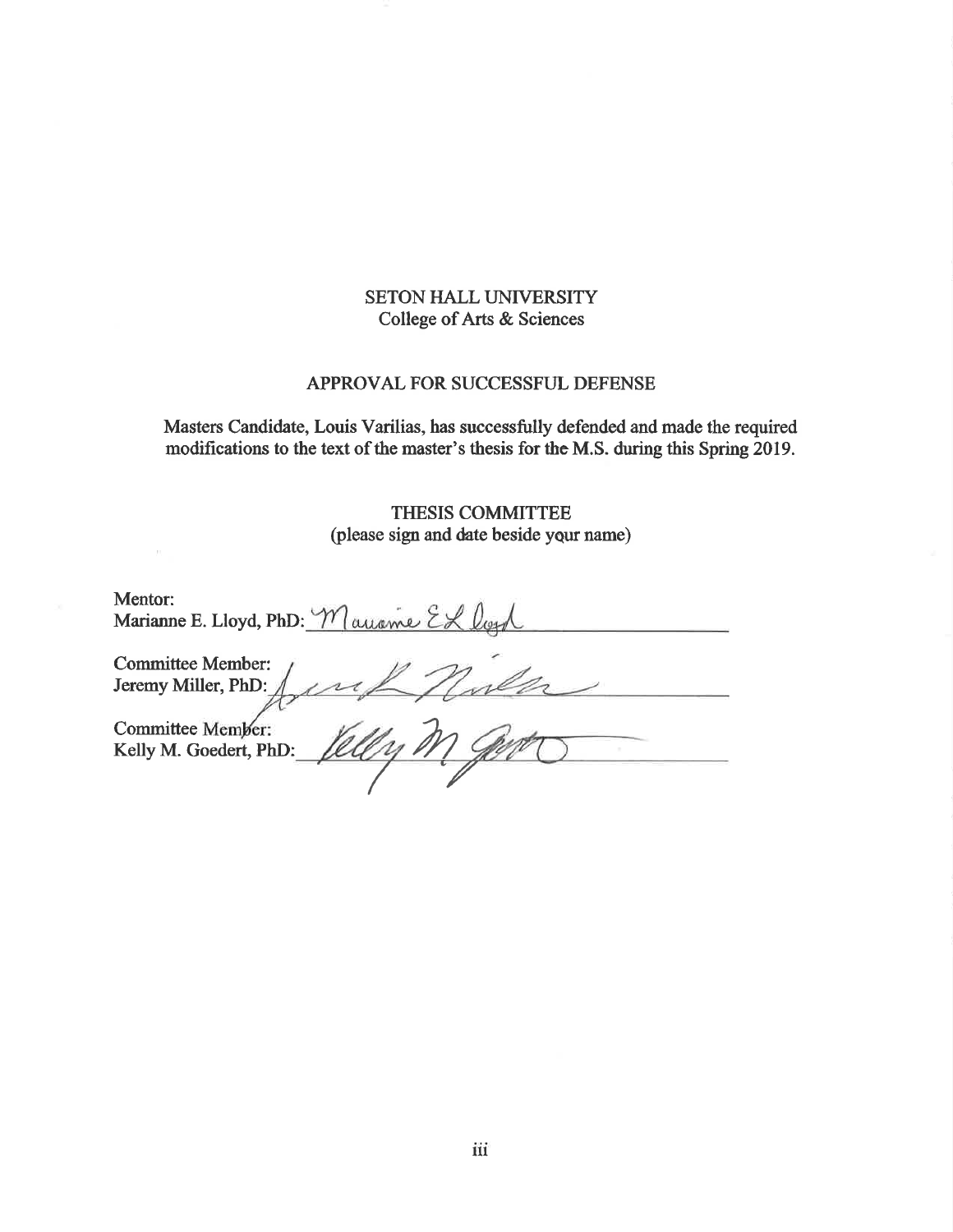SETON HALL UNIVERSITY
College of Arts & Sciences

APPROVAL FOR SUCCESSFUL DEFENSE

Masters Candidate, Louis Varilias, has successfully defended and made the required modifications to the text of the master's thesis for the M.S. during this Spring 2019.

THESIS COMMITTEE
(please sign and date beside your name)

Mentor:
Marianne E. Lloyd, PhD: ______________________

Committee Member:
Jeremy Miller, PhD: ______________________

Committee Member:
Kelly M. Goedert, PhD: ______________________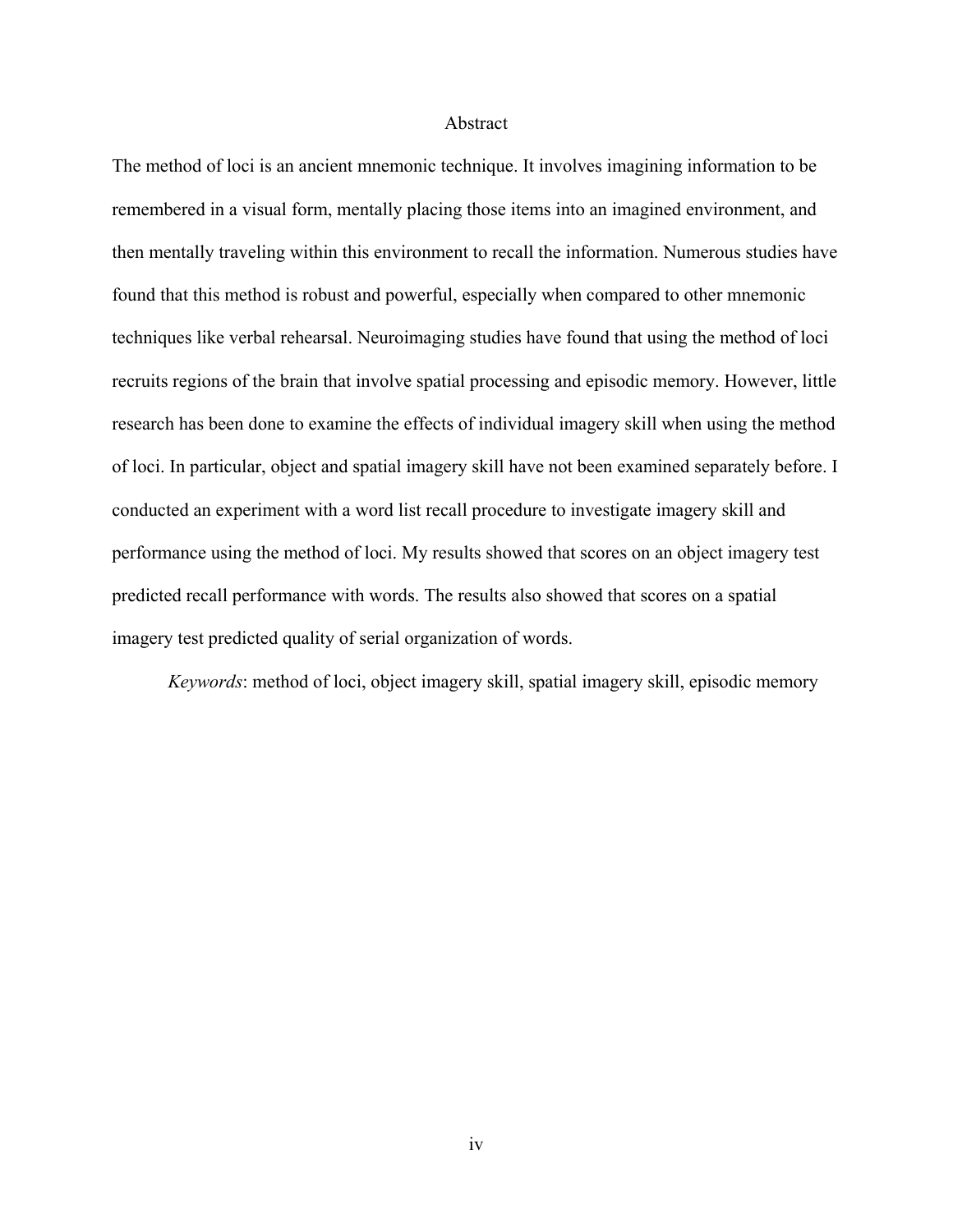# Abstract

The method of loci is an ancient mnemonic technique. It involves imagining information to be remembered in a visual form, mentally placing those items into an imagined environment, and then mentally traveling within this environment to recall the information. Numerous studies have found that this method is robust and powerful, especially when compared to other mnemonic techniques like verbal rehearsal. Neuroimaging studies have found that using the method of loci recruits regions of the brain that involve spatial processing and episodic memory. However, little research has been done to examine the effects of individual imagery skill when using the method of loci. In particular, object and spatial imagery skill have not been examined separately before. I conducted an experiment with a word list recall procedure to investigate imagery skill and performance using the method of loci. My results showed that scores on an object imagery test predicted recall performance with words. The results also showed that scores on a spatial imagery test predicted quality of serial organization of words.

*Keywords*: method of loci, object imagery skill, spatial imagery skill, episodic memory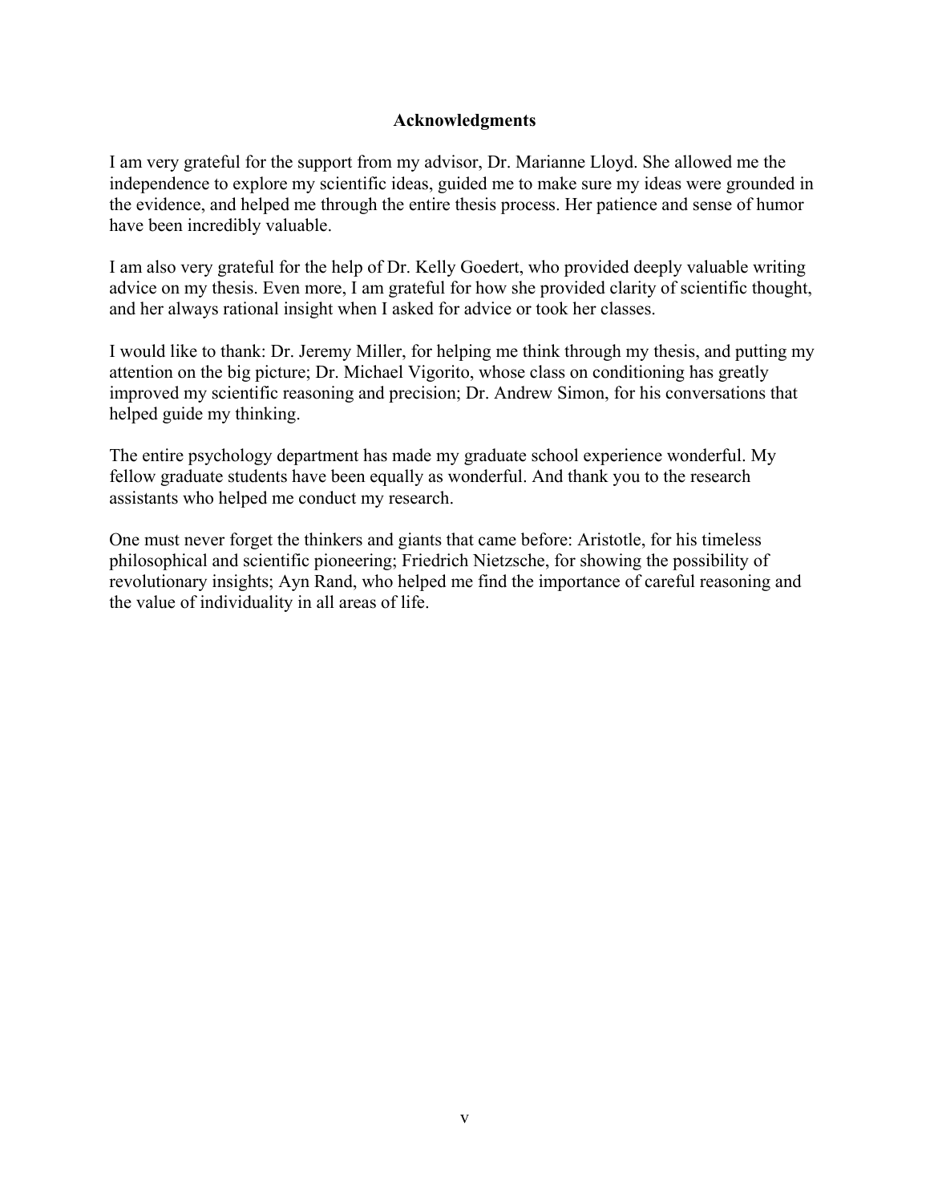## Acknowledgments

I am very grateful for the support from my advisor, Dr. Marianne Lloyd. She allowed me the independence to explore my scientific ideas, guided me to make sure my ideas were grounded in the evidence, and helped me through the entire thesis process. Her patience and sense of humor have been incredibly valuable.

I am also very grateful for the help of Dr. Kelly Goedert, who provided deeply valuable writing advice on my thesis. Even more, I am grateful for how she provided clarity of scientific thought, and her always rational insight when I asked for advice or took her classes.

I would like to thank: Dr. Jeremy Miller, for helping me think through my thesis, and putting my attention on the big picture; Dr. Michael Vigorito, whose class on conditioning has greatly improved my scientific reasoning and precision; Dr. Andrew Simon, for his conversations that helped guide my thinking.

The entire psychology department has made my graduate school experience wonderful. My fellow graduate students have been equally as wonderful. And thank you to the research assistants who helped me conduct my research.

One must never forget the thinkers and giants that came before: Aristotle, for his timeless philosophical and scientific pioneering; Friedrich Nietzsche, for showing the possibility of revolutionary insights; Ayn Rand, who helped me find the importance of careful reasoning and the value of individuality in all areas of life.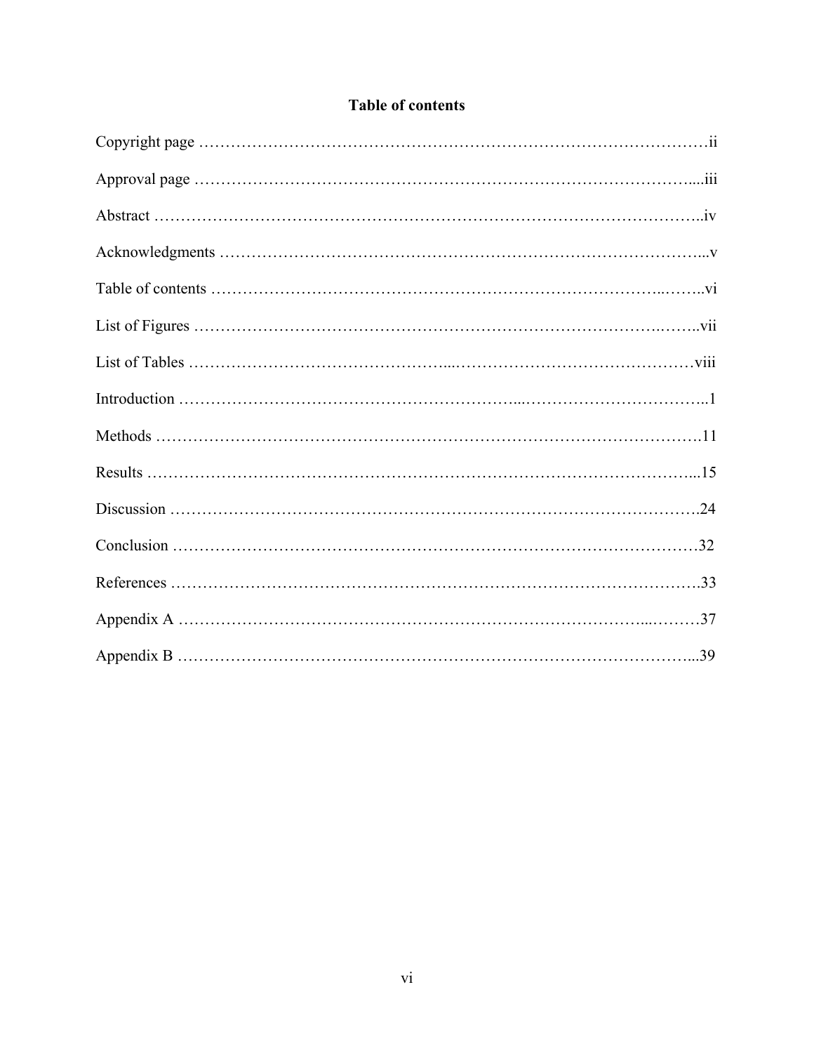# Table of contents

Copyright page ……………………………………………………………………………………ii

Approval page …………………………………………………………………………………....iii

Abstract ………………………………………………………………………………………..iv

Acknowledgments ……………………………………………………………………………...v

Table of contents ………………………………………………………………………..……..vi

List of Figures ……………………………………………………………………….……..vii

List of Tables ……………………………………………...………………………………………viii

Introduction ……………………………………………………...……………………………..1

Methods ………………………………………………………………………………………….11

Results ………………………………………………………………………………………...15

Discussion ……………………………………………………………………………………….24

Conclusion ………………………………………………………………………………………32

References ……………………………………………………………………………………….33

Appendix A …………………………………………………………………………...………37

Appendix B ……………………………………………………………………………………...39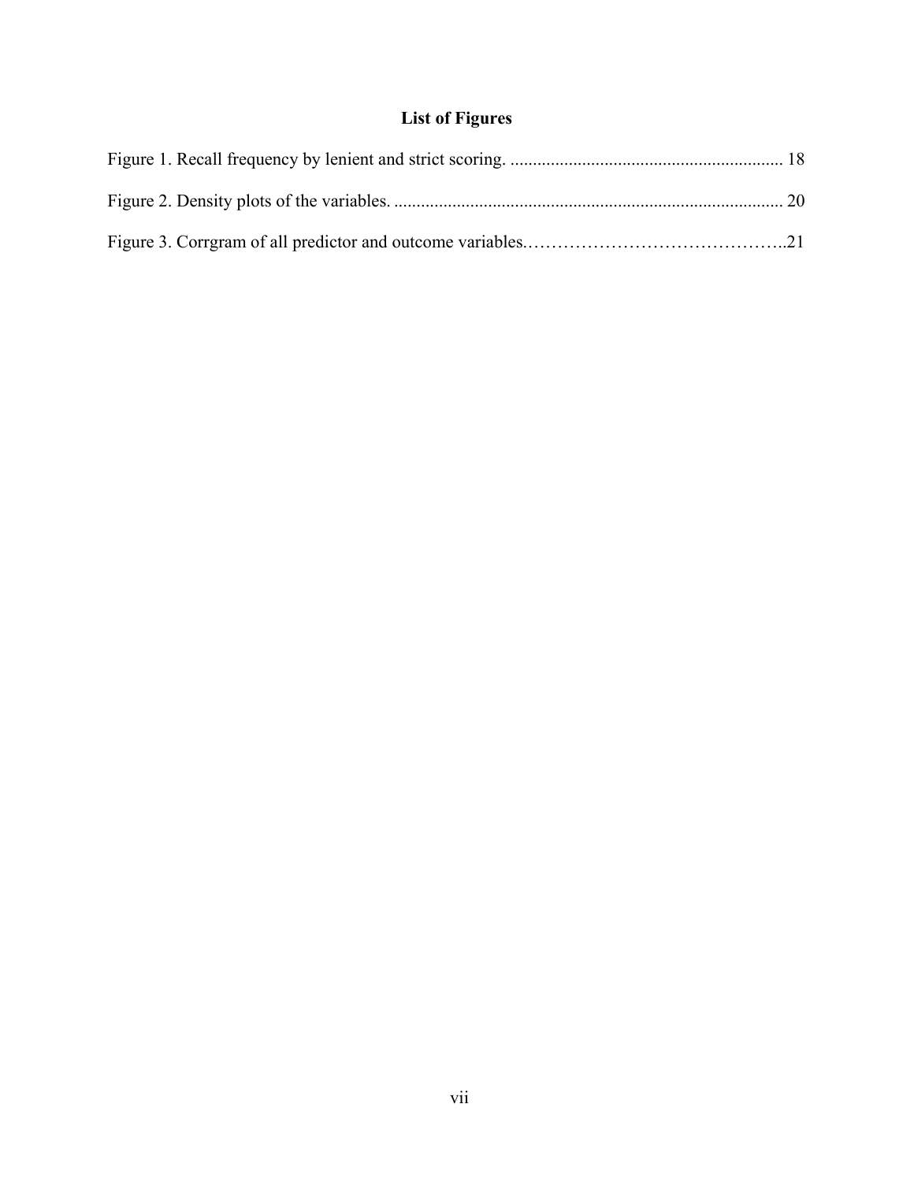# List of Figures

Figure 1. Recall frequency by lenient and strict scoring. ............................................................ 18

Figure 2. Density plots of the variables. ...................................................................................... 20

Figure 3. Corrgram of all predictor and outcome variables.……………………………………..21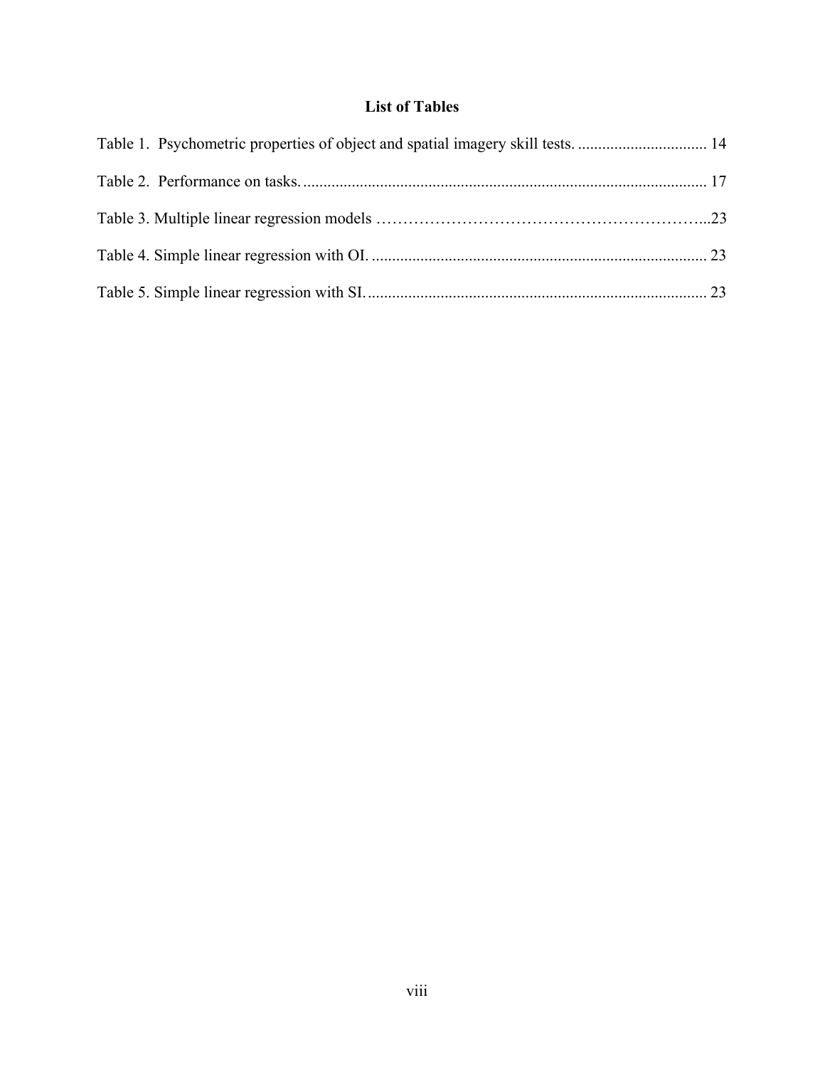## List of Tables

Table 1. Psychometric properties of object and spatial imagery skill tests. ................................ 14

Table 2. Performance on tasks. .................................................................................................... 17

Table 3. Multiple linear regression models ……………………………………………………...23

Table 4. Simple linear regression with OI. .................................................................................. 23

Table 5. Simple linear regression with SI. ................................................................................... 23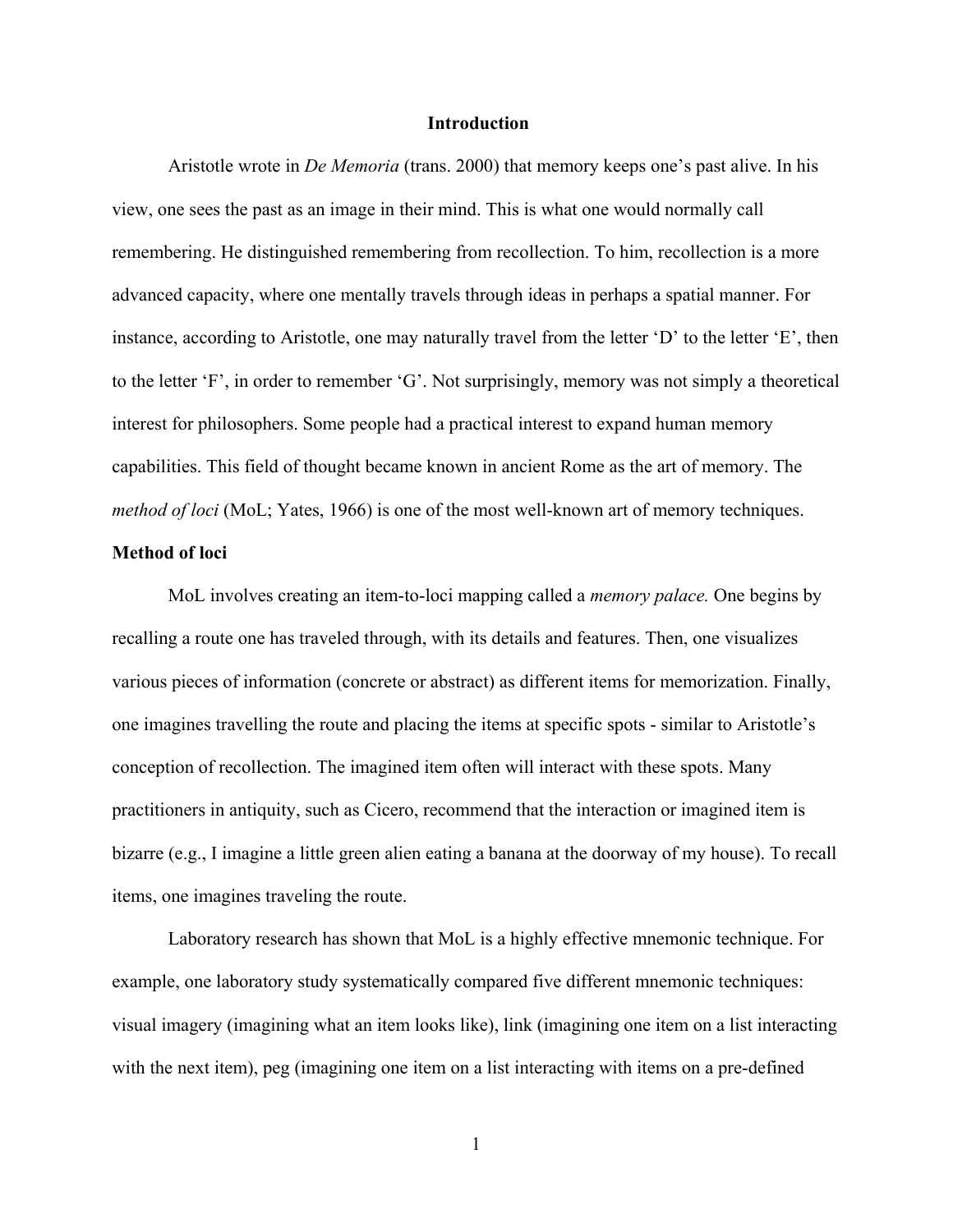## Introduction

Aristotle wrote in *De Memoria* (trans. 2000) that memory keeps one's past alive. In his view, one sees the past as an image in their mind. This is what one would normally call remembering. He distinguished remembering from recollection. To him, recollection is a more advanced capacity, where one mentally travels through ideas in perhaps a spatial manner. For instance, according to Aristotle, one may naturally travel from the letter 'D' to the letter 'E', then to the letter 'F', in order to remember 'G'. Not surprisingly, memory was not simply a theoretical interest for philosophers. Some people had a practical interest to expand human memory capabilities. This field of thought became known in ancient Rome as the art of memory. The *method of loci* (MoL; Yates, 1966) is one of the most well-known art of memory techniques.

### Method of loci

MoL involves creating an item-to-loci mapping called a *memory palace.* One begins by recalling a route one has traveled through, with its details and features. Then, one visualizes various pieces of information (concrete or abstract) as different items for memorization. Finally, one imagines travelling the route and placing the items at specific spots - similar to Aristotle's conception of recollection. The imagined item often will interact with these spots. Many practitioners in antiquity, such as Cicero, recommend that the interaction or imagined item is bizarre (e.g., I imagine a little green alien eating a banana at the doorway of my house). To recall items, one imagines traveling the route.

Laboratory research has shown that MoL is a highly effective mnemonic technique. For example, one laboratory study systematically compared five different mnemonic techniques: visual imagery (imagining what an item looks like), link (imagining one item on a list interacting with the next item), peg (imagining one item on a list interacting with items on a pre-defined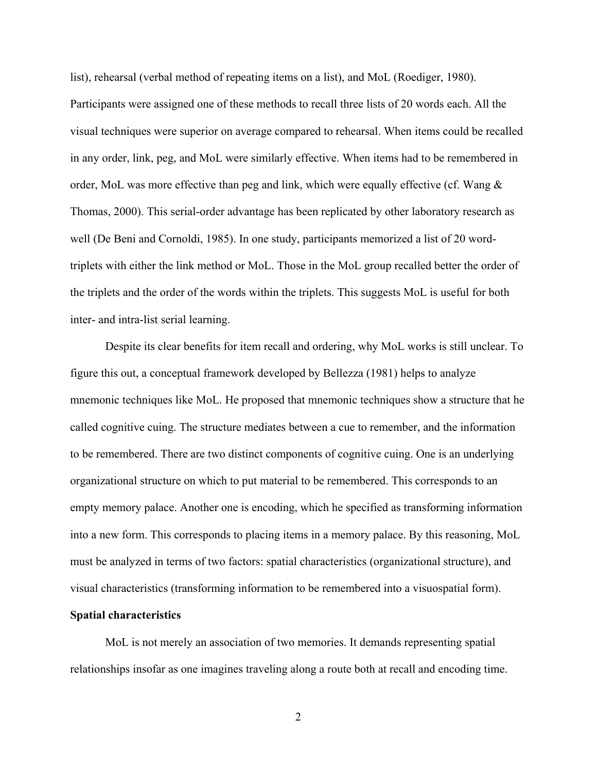list), rehearsal (verbal method of repeating items on a list), and MoL (Roediger, 1980). Participants were assigned one of these methods to recall three lists of 20 words each. All the visual techniques were superior on average compared to rehearsal. When items could be recalled in any order, link, peg, and MoL were similarly effective. When items had to be remembered in order, MoL was more effective than peg and link, which were equally effective (cf. Wang & Thomas, 2000). This serial-order advantage has been replicated by other laboratory research as well (De Beni and Cornoldi, 1985). In one study, participants memorized a list of 20 word-triplets with either the link method or MoL. Those in the MoL group recalled better the order of the triplets and the order of the words within the triplets. This suggests MoL is useful for both inter- and intra-list serial learning.

Despite its clear benefits for item recall and ordering, why MoL works is still unclear. To figure this out, a conceptual framework developed by Bellezza (1981) helps to analyze mnemonic techniques like MoL. He proposed that mnemonic techniques show a structure that he called cognitive cuing. The structure mediates between a cue to remember, and the information to be remembered. There are two distinct components of cognitive cuing. One is an underlying organizational structure on which to put material to be remembered. This corresponds to an empty memory palace. Another one is encoding, which he specified as transforming information into a new form. This corresponds to placing items in a memory palace. By this reasoning, MoL must be analyzed in terms of two factors: spatial characteristics (organizational structure), and visual characteristics (transforming information to be remembered into a visuospatial form).

**Spatial characteristics**

MoL is not merely an association of two memories. It demands representing spatial relationships insofar as one imagines traveling along a route both at recall and encoding time.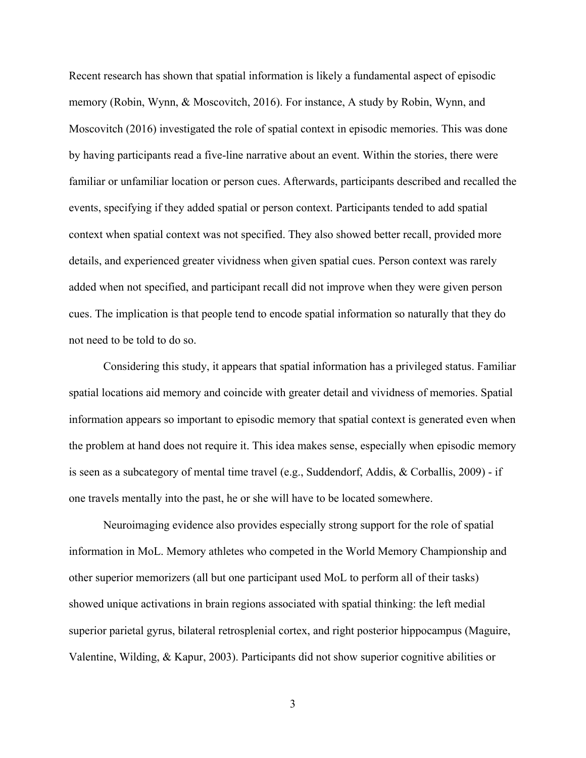Recent research has shown that spatial information is likely a fundamental aspect of episodic memory (Robin, Wynn, & Moscovitch, 2016). For instance, A study by Robin, Wynn, and Moscovitch (2016) investigated the role of spatial context in episodic memories. This was done by having participants read a five-line narrative about an event. Within the stories, there were familiar or unfamiliar location or person cues. Afterwards, participants described and recalled the events, specifying if they added spatial or person context. Participants tended to add spatial context when spatial context was not specified. They also showed better recall, provided more details, and experienced greater vividness when given spatial cues. Person context was rarely added when not specified, and participant recall did not improve when they were given person cues. The implication is that people tend to encode spatial information so naturally that they do not need to be told to do so.

Considering this study, it appears that spatial information has a privileged status. Familiar spatial locations aid memory and coincide with greater detail and vividness of memories. Spatial information appears so important to episodic memory that spatial context is generated even when the problem at hand does not require it. This idea makes sense, especially when episodic memory is seen as a subcategory of mental time travel (e.g., Suddendorf, Addis, & Corballis, 2009) - if one travels mentally into the past, he or she will have to be located somewhere.

Neuroimaging evidence also provides especially strong support for the role of spatial information in MoL. Memory athletes who competed in the World Memory Championship and other superior memorizers (all but one participant used MoL to perform all of their tasks) showed unique activations in brain regions associated with spatial thinking: the left medial superior parietal gyrus, bilateral retrosplenial cortex, and right posterior hippocampus (Maguire, Valentine, Wilding, & Kapur, 2003). Participants did not show superior cognitive abilities or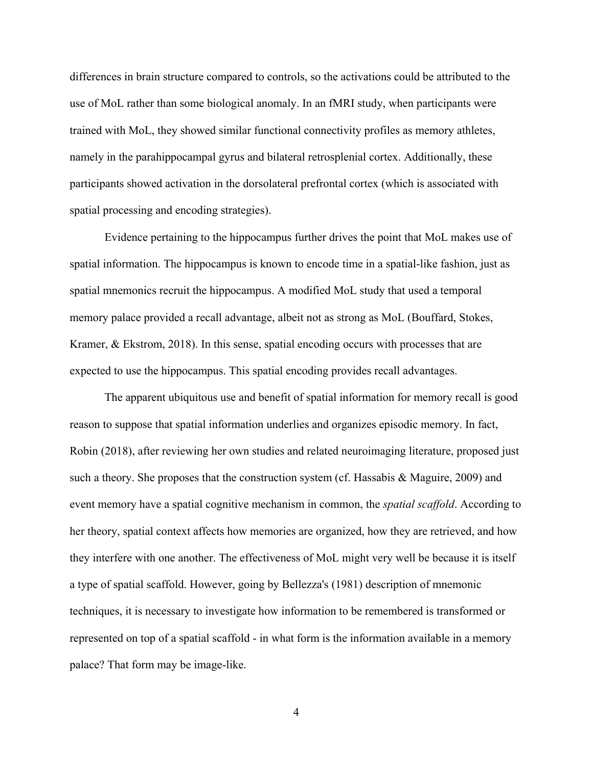differences in brain structure compared to controls, so the activations could be attributed to the use of MoL rather than some biological anomaly. In an fMRI study, when participants were trained with MoL, they showed similar functional connectivity profiles as memory athletes, namely in the parahippocampal gyrus and bilateral retrosplenial cortex. Additionally, these participants showed activation in the dorsolateral prefrontal cortex (which is associated with spatial processing and encoding strategies).

Evidence pertaining to the hippocampus further drives the point that MoL makes use of spatial information. The hippocampus is known to encode time in a spatial-like fashion, just as spatial mnemonics recruit the hippocampus. A modified MoL study that used a temporal memory palace provided a recall advantage, albeit not as strong as MoL (Bouffard, Stokes, Kramer, & Ekstrom, 2018). In this sense, spatial encoding occurs with processes that are expected to use the hippocampus. This spatial encoding provides recall advantages.

The apparent ubiquitous use and benefit of spatial information for memory recall is good reason to suppose that spatial information underlies and organizes episodic memory. In fact, Robin (2018), after reviewing her own studies and related neuroimaging literature, proposed just such a theory. She proposes that the construction system (cf. Hassabis & Maguire, 2009) and event memory have a spatial cognitive mechanism in common, the *spatial scaffold*. According to her theory, spatial context affects how memories are organized, how they are retrieved, and how they interfere with one another. The effectiveness of MoL might very well be because it is itself a type of spatial scaffold. However, going by Bellezza's (1981) description of mnemonic techniques, it is necessary to investigate how information to be remembered is transformed or represented on top of a spatial scaffold - in what form is the information available in a memory palace? That form may be image-like.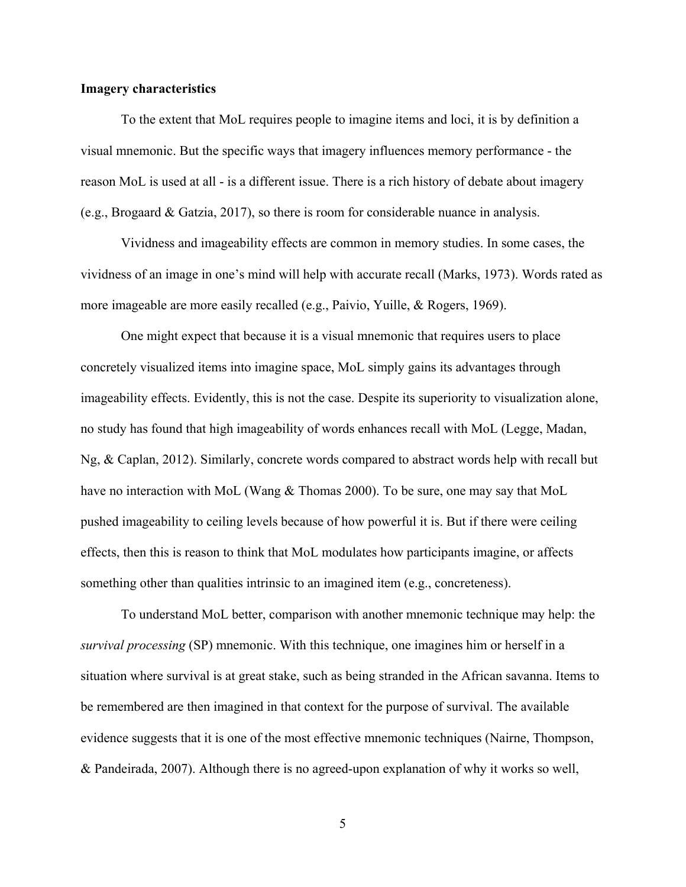**Imagery characteristics**

To the extent that MoL requires people to imagine items and loci, it is by definition a visual mnemonic. But the specific ways that imagery influences memory performance - the reason MoL is used at all - is a different issue. There is a rich history of debate about imagery (e.g., Brogaard & Gatzia, 2017), so there is room for considerable nuance in analysis.

Vividness and imageability effects are common in memory studies. In some cases, the vividness of an image in one's mind will help with accurate recall (Marks, 1973). Words rated as more imageable are more easily recalled (e.g., Paivio, Yuille, & Rogers, 1969).

One might expect that because it is a visual mnemonic that requires users to place concretely visualized items into imagine space, MoL simply gains its advantages through imageability effects. Evidently, this is not the case. Despite its superiority to visualization alone, no study has found that high imageability of words enhances recall with MoL (Legge, Madan, Ng, & Caplan, 2012). Similarly, concrete words compared to abstract words help with recall but have no interaction with MoL (Wang & Thomas 2000). To be sure, one may say that MoL pushed imageability to ceiling levels because of how powerful it is. But if there were ceiling effects, then this is reason to think that MoL modulates how participants imagine, or affects something other than qualities intrinsic to an imagined item (e.g., concreteness).

To understand MoL better, comparison with another mnemonic technique may help: the *survival processing* (SP) mnemonic. With this technique, one imagines him or herself in a situation where survival is at great stake, such as being stranded in the African savanna. Items to be remembered are then imagined in that context for the purpose of survival. The available evidence suggests that it is one of the most effective mnemonic techniques (Nairne, Thompson, & Pandeirada, 2007). Although there is no agreed-upon explanation of why it works so well,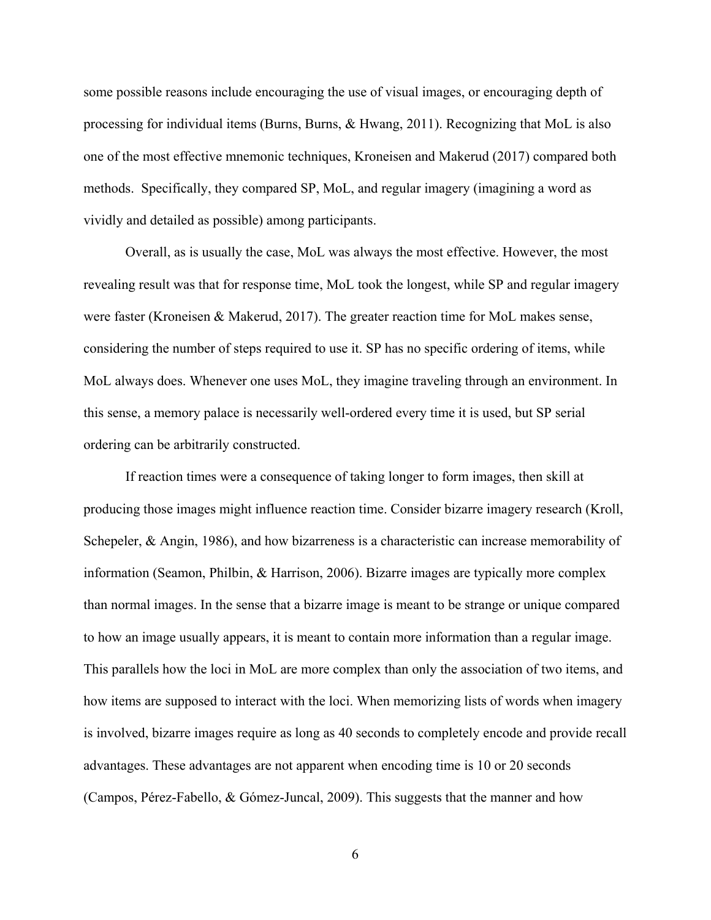some possible reasons include encouraging the use of visual images, or encouraging depth of processing for individual items (Burns, Burns, & Hwang, 2011). Recognizing that MoL is also one of the most effective mnemonic techniques, Kroneisen and Makerud (2017) compared both methods.  Specifically, they compared SP, MoL, and regular imagery (imagining a word as vividly and detailed as possible) among participants.

Overall, as is usually the case, MoL was always the most effective. However, the most revealing result was that for response time, MoL took the longest, while SP and regular imagery were faster (Kroneisen & Makerud, 2017). The greater reaction time for MoL makes sense, considering the number of steps required to use it. SP has no specific ordering of items, while MoL always does. Whenever one uses MoL, they imagine traveling through an environment. In this sense, a memory palace is necessarily well-ordered every time it is used, but SP serial ordering can be arbitrarily constructed.

If reaction times were a consequence of taking longer to form images, then skill at producing those images might influence reaction time. Consider bizarre imagery research (Kroll, Schepeler, & Angin, 1986), and how bizarreness is a characteristic can increase memorability of information (Seamon, Philbin, & Harrison, 2006). Bizarre images are typically more complex than normal images. In the sense that a bizarre image is meant to be strange or unique compared to how an image usually appears, it is meant to contain more information than a regular image. This parallels how the loci in MoL are more complex than only the association of two items, and how items are supposed to interact with the loci. When memorizing lists of words when imagery is involved, bizarre images require as long as 40 seconds to completely encode and provide recall advantages. These advantages are not apparent when encoding time is 10 or 20 seconds (Campos, Pérez-Fabello, & Gómez-Juncal, 2009). This suggests that the manner and how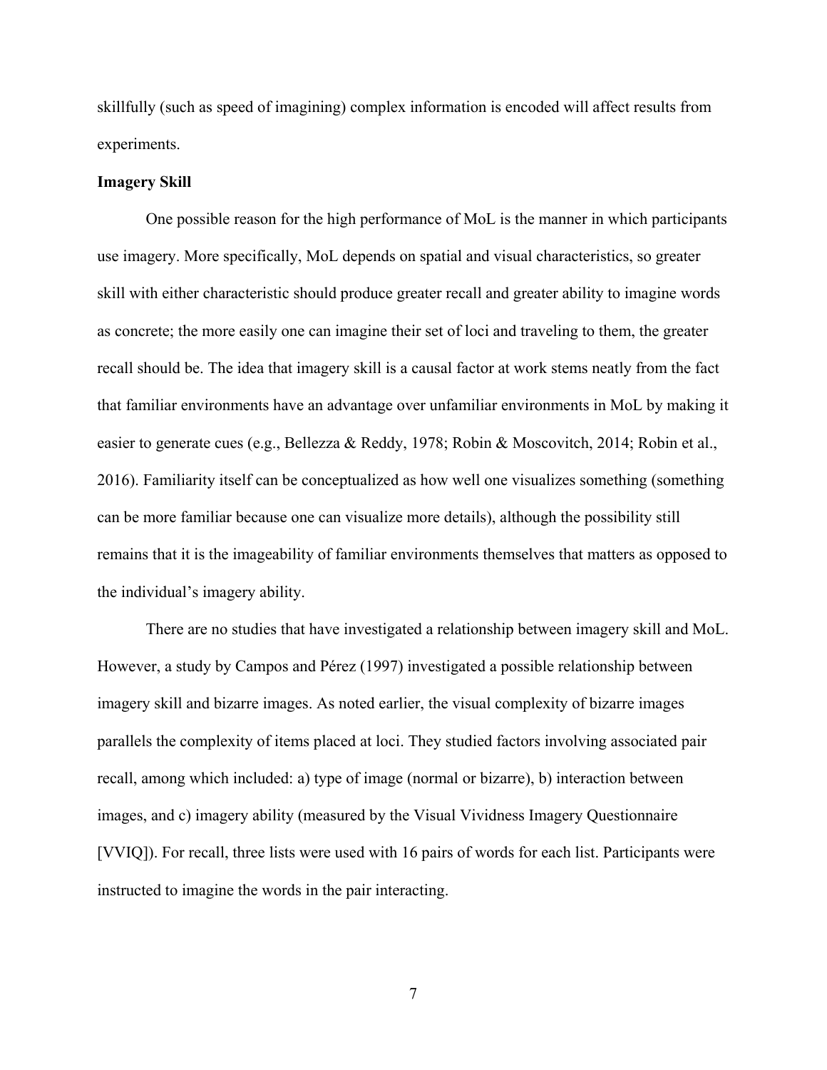skillfully (such as speed of imagining) complex information is encoded will affect results from experiments.

**Imagery Skill**

One possible reason for the high performance of MoL is the manner in which participants use imagery. More specifically, MoL depends on spatial and visual characteristics, so greater skill with either characteristic should produce greater recall and greater ability to imagine words as concrete; the more easily one can imagine their set of loci and traveling to them, the greater recall should be. The idea that imagery skill is a causal factor at work stems neatly from the fact that familiar environments have an advantage over unfamiliar environments in MoL by making it easier to generate cues (e.g., Bellezza & Reddy, 1978; Robin & Moscovitch, 2014; Robin et al., 2016). Familiarity itself can be conceptualized as how well one visualizes something (something can be more familiar because one can visualize more details), although the possibility still remains that it is the imageability of familiar environments themselves that matters as opposed to the individual's imagery ability.

There are no studies that have investigated a relationship between imagery skill and MoL. However, a study by Campos and Pérez (1997) investigated a possible relationship between imagery skill and bizarre images. As noted earlier, the visual complexity of bizarre images parallels the complexity of items placed at loci. They studied factors involving associated pair recall, among which included: a) type of image (normal or bizarre), b) interaction between images, and c) imagery ability (measured by the Visual Vividness Imagery Questionnaire [VVIQ]). For recall, three lists were used with 16 pairs of words for each list. Participants were instructed to imagine the words in the pair interacting.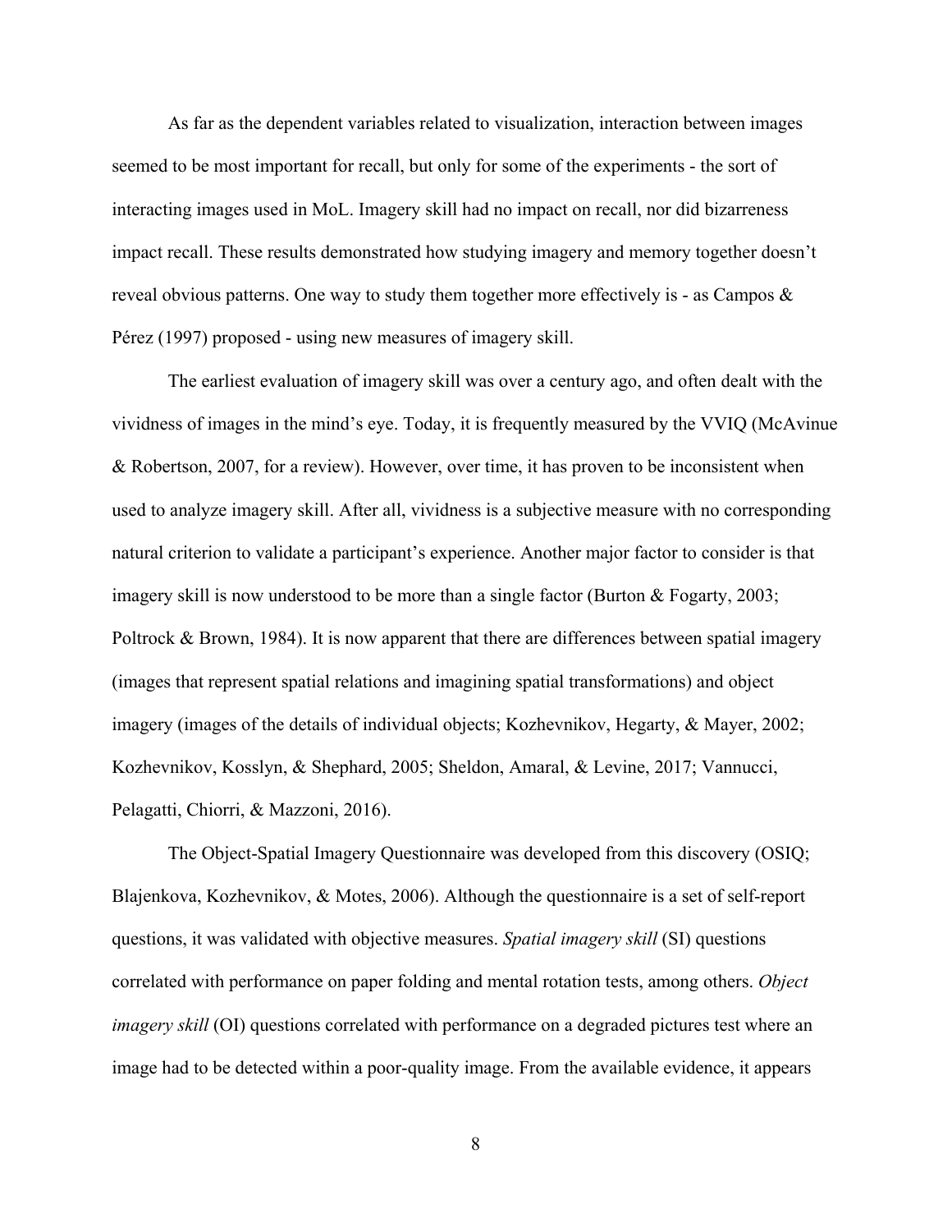As far as the dependent variables related to visualization, interaction between images seemed to be most important for recall, but only for some of the experiments - the sort of interacting images used in MoL. Imagery skill had no impact on recall, nor did bizarreness impact recall. These results demonstrated how studying imagery and memory together doesn't reveal obvious patterns. One way to study them together more effectively is - as Campos & Pérez (1997) proposed - using new measures of imagery skill.

The earliest evaluation of imagery skill was over a century ago, and often dealt with the vividness of images in the mind's eye. Today, it is frequently measured by the VVIQ (McAvinue & Robertson, 2007, for a review). However, over time, it has proven to be inconsistent when used to analyze imagery skill. After all, vividness is a subjective measure with no corresponding natural criterion to validate a participant's experience. Another major factor to consider is that imagery skill is now understood to be more than a single factor (Burton & Fogarty, 2003; Poltrock & Brown, 1984). It is now apparent that there are differences between spatial imagery (images that represent spatial relations and imagining spatial transformations) and object imagery (images of the details of individual objects; Kozhevnikov, Hegarty, & Mayer, 2002; Kozhevnikov, Kosslyn, & Shephard, 2005; Sheldon, Amaral, & Levine, 2017; Vannucci, Pelagatti, Chiorri, & Mazzoni, 2016).

The Object-Spatial Imagery Questionnaire was developed from this discovery (OSIQ; Blajenkova, Kozhevnikov, & Motes, 2006). Although the questionnaire is a set of self-report questions, it was validated with objective measures. *Spatial imagery skill* (SI) questions correlated with performance on paper folding and mental rotation tests, among others. *Object imagery skill* (OI) questions correlated with performance on a degraded pictures test where an image had to be detected within a poor-quality image. From the available evidence, it appears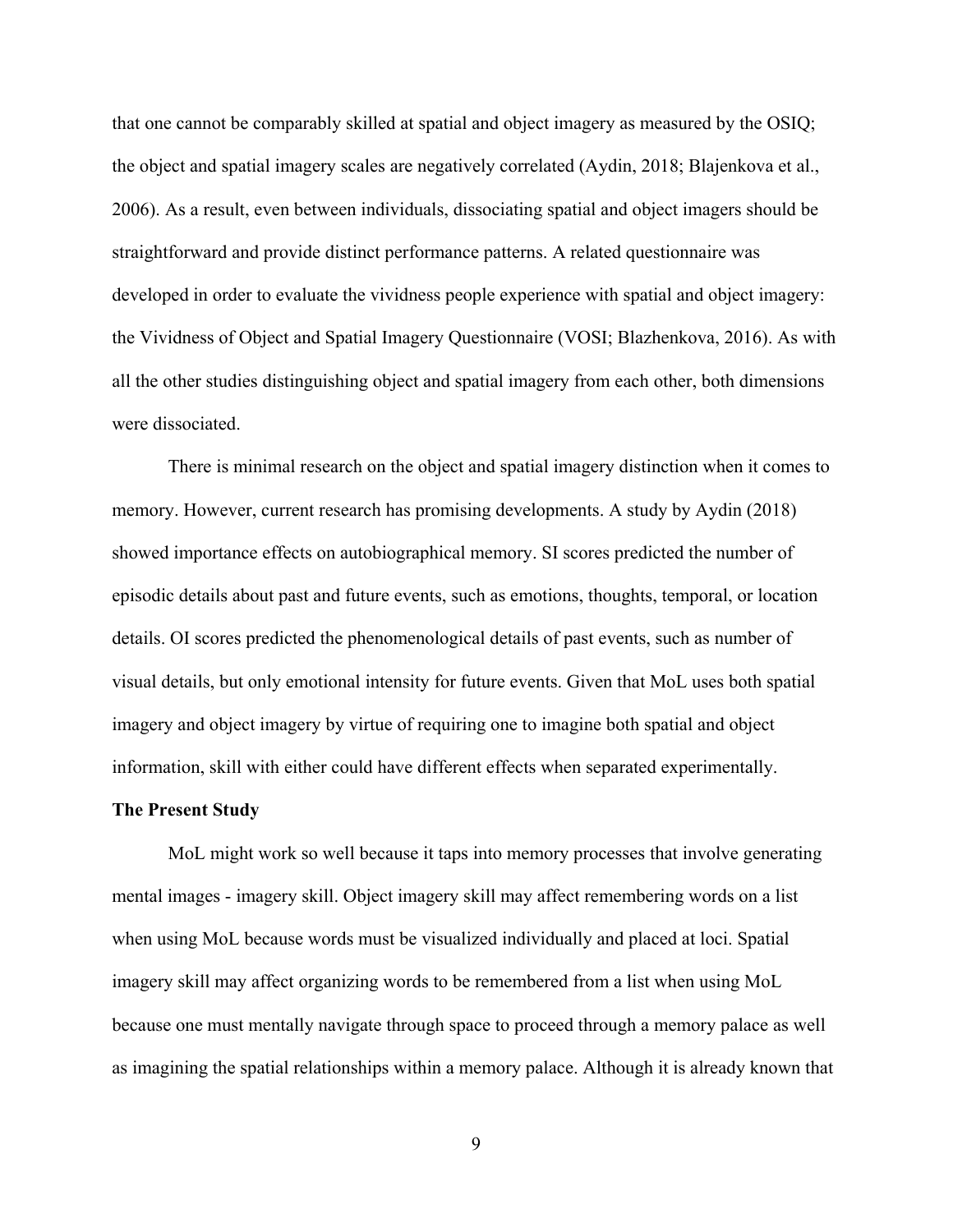that one cannot be comparably skilled at spatial and object imagery as measured by the OSIQ; the object and spatial imagery scales are negatively correlated (Aydin, 2018; Blajenkova et al., 2006). As a result, even between individuals, dissociating spatial and object imagers should be straightforward and provide distinct performance patterns. A related questionnaire was developed in order to evaluate the vividness people experience with spatial and object imagery: the Vividness of Object and Spatial Imagery Questionnaire (VOSI; Blazhenkova, 2016). As with all the other studies distinguishing object and spatial imagery from each other, both dimensions were dissociated.

There is minimal research on the object and spatial imagery distinction when it comes to memory. However, current research has promising developments. A study by Aydin (2018) showed importance effects on autobiographical memory. SI scores predicted the number of episodic details about past and future events, such as emotions, thoughts, temporal, or location details. OI scores predicted the phenomenological details of past events, such as number of visual details, but only emotional intensity for future events. Given that MoL uses both spatial imagery and object imagery by virtue of requiring one to imagine both spatial and object information, skill with either could have different effects when separated experimentally.

**The Present Study**

MoL might work so well because it taps into memory processes that involve generating mental images - imagery skill. Object imagery skill may affect remembering words on a list when using MoL because words must be visualized individually and placed at loci. Spatial imagery skill may affect organizing words to be remembered from a list when using MoL because one must mentally navigate through space to proceed through a memory palace as well as imagining the spatial relationships within a memory palace. Although it is already known that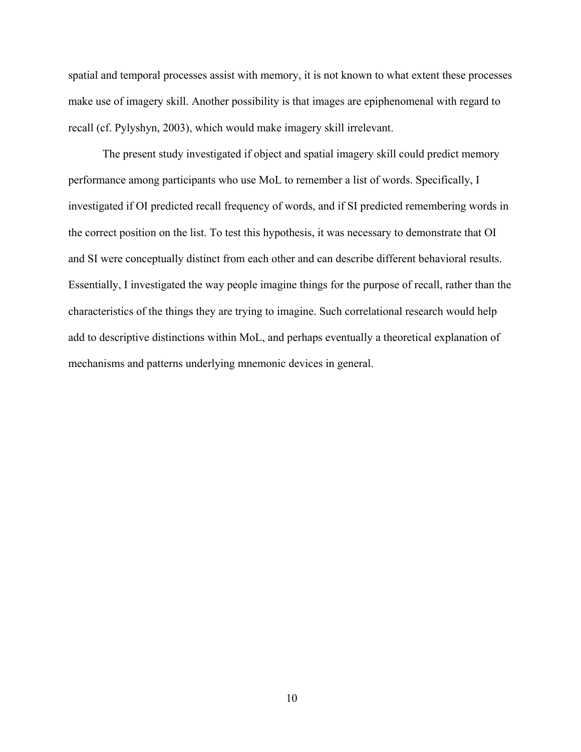spatial and temporal processes assist with memory, it is not known to what extent these processes make use of imagery skill. Another possibility is that images are epiphenomenal with regard to recall (cf. Pylyshyn, 2003), which would make imagery skill irrelevant.

The present study investigated if object and spatial imagery skill could predict memory performance among participants who use MoL to remember a list of words. Specifically, I investigated if OI predicted recall frequency of words, and if SI predicted remembering words in the correct position on the list. To test this hypothesis, it was necessary to demonstrate that OI and SI were conceptually distinct from each other and can describe different behavioral results. Essentially, I investigated the way people imagine things for the purpose of recall, rather than the characteristics of the things they are trying to imagine. Such correlational research would help add to descriptive distinctions within MoL, and perhaps eventually a theoretical explanation of mechanisms and patterns underlying mnemonic devices in general.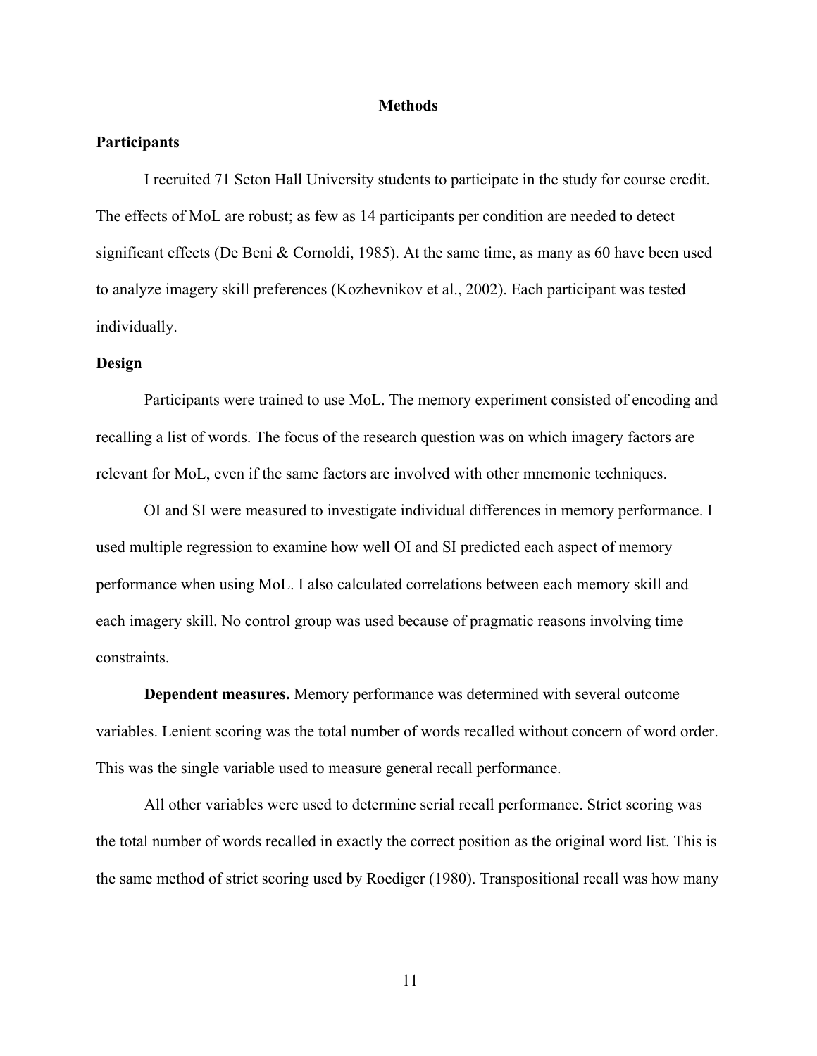# Methods

## Participants

I recruited 71 Seton Hall University students to participate in the study for course credit. The effects of MoL are robust; as few as 14 participants per condition are needed to detect significant effects (De Beni & Cornoldi, 1985). At the same time, as many as 60 have been used to analyze imagery skill preferences (Kozhevnikov et al., 2002). Each participant was tested individually.

## Design

Participants were trained to use MoL. The memory experiment consisted of encoding and recalling a list of words. The focus of the research question was on which imagery factors are relevant for MoL, even if the same factors are involved with other mnemonic techniques.

OI and SI were measured to investigate individual differences in memory performance. I used multiple regression to examine how well OI and SI predicted each aspect of memory performance when using MoL. I also calculated correlations between each memory skill and each imagery skill. No control group was used because of pragmatic reasons involving time constraints.

**Dependent measures.** Memory performance was determined with several outcome variables. Lenient scoring was the total number of words recalled without concern of word order. This was the single variable used to measure general recall performance.

All other variables were used to determine serial recall performance. Strict scoring was the total number of words recalled in exactly the correct position as the original word list. This is the same method of strict scoring used by Roediger (1980). Transpositional recall was how many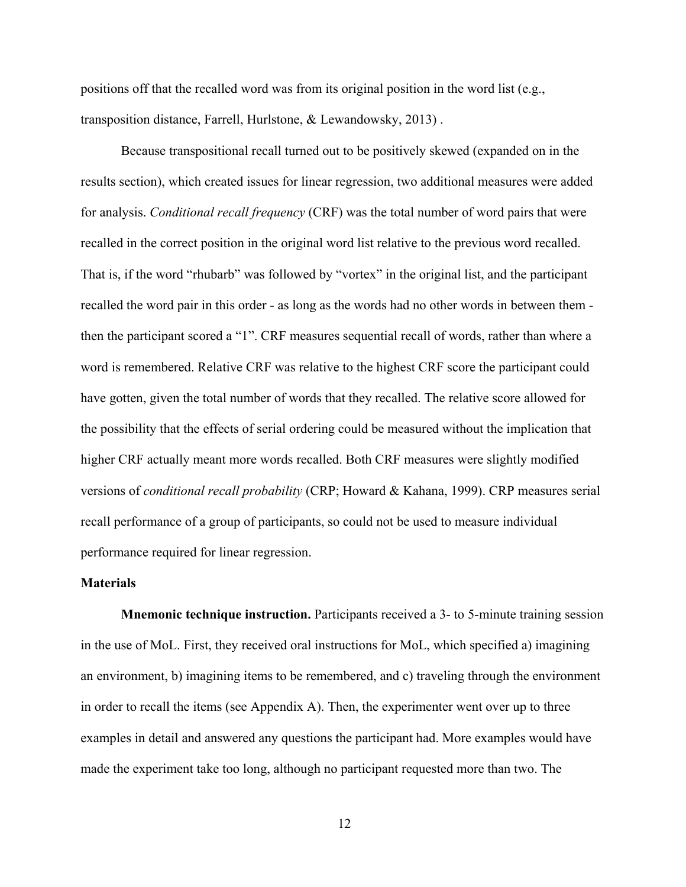positions off that the recalled word was from its original position in the word list (e.g., transposition distance, Farrell, Hurlstone, & Lewandowsky, 2013) .

Because transpositional recall turned out to be positively skewed (expanded on in the results section), which created issues for linear regression, two additional measures were added for analysis. *Conditional recall frequency* (CRF) was the total number of word pairs that were recalled in the correct position in the original word list relative to the previous word recalled. That is, if the word "rhubarb" was followed by "vortex" in the original list, and the participant recalled the word pair in this order - as long as the words had no other words in between them - then the participant scored a "1". CRF measures sequential recall of words, rather than where a word is remembered. Relative CRF was relative to the highest CRF score the participant could have gotten, given the total number of words that they recalled. The relative score allowed for the possibility that the effects of serial ordering could be measured without the implication that higher CRF actually meant more words recalled. Both CRF measures were slightly modified versions of *conditional recall probability* (CRP; Howard & Kahana, 1999). CRP measures serial recall performance of a group of participants, so could not be used to measure individual performance required for linear regression.

### Materials

**Mnemonic technique instruction.** Participants received a 3- to 5-minute training session in the use of MoL. First, they received oral instructions for MoL, which specified a) imagining an environment, b) imagining items to be remembered, and c) traveling through the environment in order to recall the items (see Appendix A). Then, the experimenter went over up to three examples in detail and answered any questions the participant had. More examples would have made the experiment take too long, although no participant requested more than two. The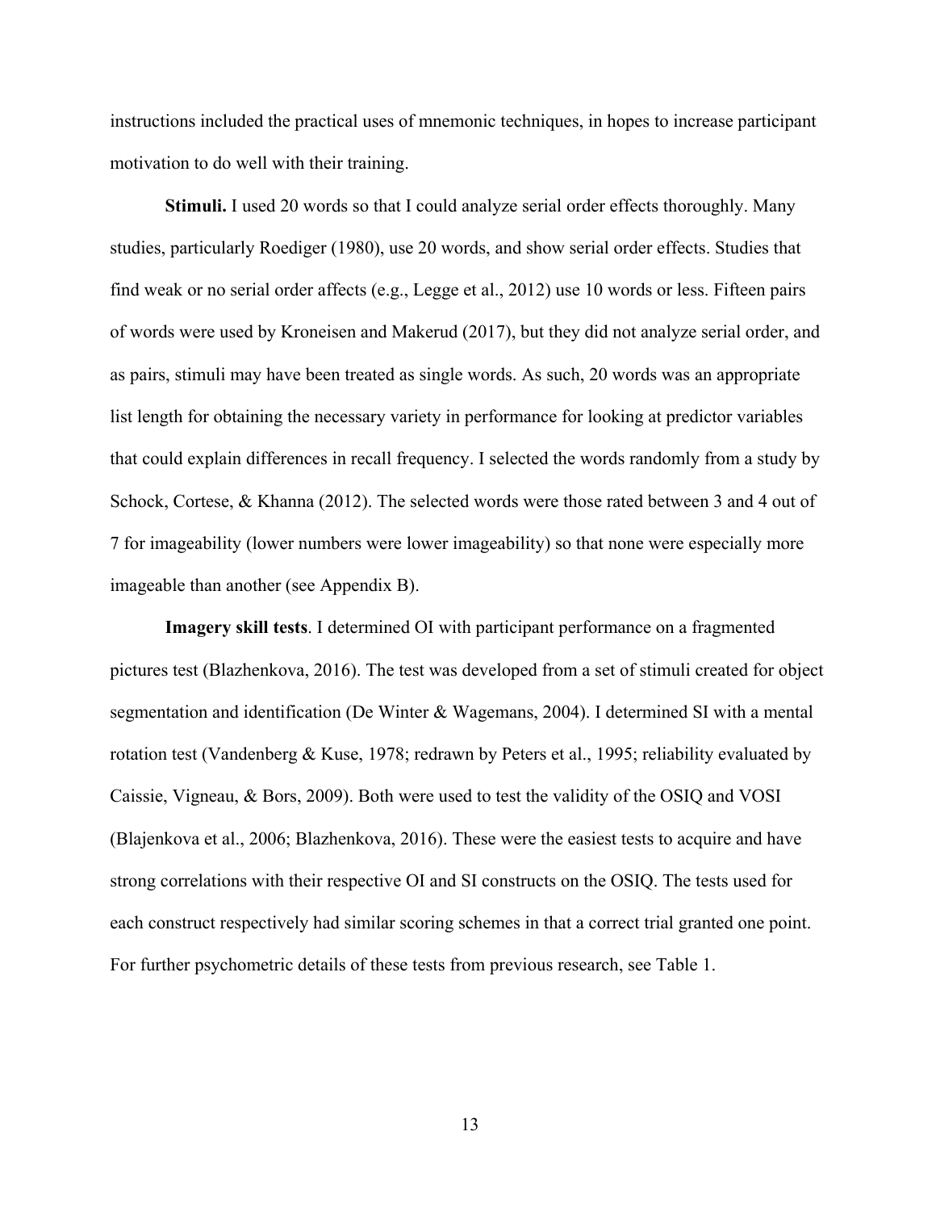instructions included the practical uses of mnemonic techniques, in hopes to increase participant motivation to do well with their training.

**Stimuli.** I used 20 words so that I could analyze serial order effects thoroughly. Many studies, particularly Roediger (1980), use 20 words, and show serial order effects. Studies that find weak or no serial order affects (e.g., Legge et al., 2012) use 10 words or less. Fifteen pairs of words were used by Kroneisen and Makerud (2017), but they did not analyze serial order, and as pairs, stimuli may have been treated as single words. As such, 20 words was an appropriate list length for obtaining the necessary variety in performance for looking at predictor variables that could explain differences in recall frequency. I selected the words randomly from a study by Schock, Cortese, & Khanna (2012). The selected words were those rated between 3 and 4 out of 7 for imageability (lower numbers were lower imageability) so that none were especially more imageable than another (see Appendix B).

**Imagery skill tests**. I determined OI with participant performance on a fragmented pictures test (Blazhenkova, 2016). The test was developed from a set of stimuli created for object segmentation and identification (De Winter & Wagemans, 2004). I determined SI with a mental rotation test (Vandenberg & Kuse, 1978; redrawn by Peters et al., 1995; reliability evaluated by Caissie, Vigneau, & Bors, 2009). Both were used to test the validity of the OSIQ and VOSI (Blajenkova et al., 2006; Blazhenkova, 2016). These were the easiest tests to acquire and have strong correlations with their respective OI and SI constructs on the OSIQ. The tests used for each construct respectively had similar scoring schemes in that a correct trial granted one point. For further psychometric details of these tests from previous research, see Table 1.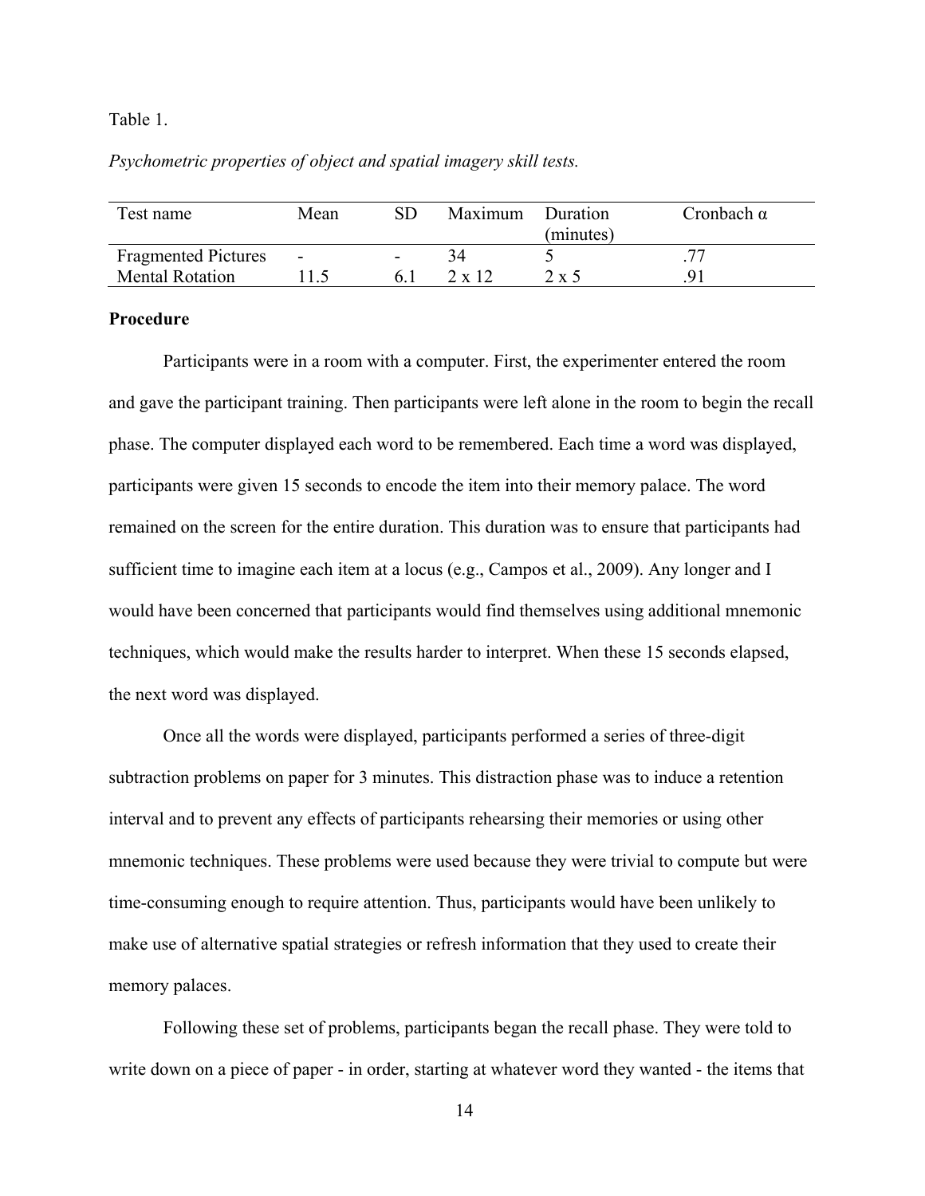Table 1.

*Psychometric properties of object and spatial imagery skill tests.*

| Test name | Mean | SD | Maximum | Duration (minutes) | Cronbach α |
|---|---|---|---|---|---|
| Fragmented Pictures | - | - | 34 | 5 | .77 |
| Mental Rotation | 11.5 | 6.1 | 2 x 12 | 2 x 5 | .91 |

**Procedure**

Participants were in a room with a computer. First, the experimenter entered the room and gave the participant training. Then participants were left alone in the room to begin the recall phase. The computer displayed each word to be remembered. Each time a word was displayed, participants were given 15 seconds to encode the item into their memory palace. The word remained on the screen for the entire duration. This duration was to ensure that participants had sufficient time to imagine each item at a locus (e.g., Campos et al., 2009). Any longer and I would have been concerned that participants would find themselves using additional mnemonic techniques, which would make the results harder to interpret. When these 15 seconds elapsed, the next word was displayed.

Once all the words were displayed, participants performed a series of three-digit subtraction problems on paper for 3 minutes. This distraction phase was to induce a retention interval and to prevent any effects of participants rehearsing their memories or using other mnemonic techniques. These problems were used because they were trivial to compute but were time-consuming enough to require attention. Thus, participants would have been unlikely to make use of alternative spatial strategies or refresh information that they used to create their memory palaces.

Following these set of problems, participants began the recall phase. They were told to write down on a piece of paper - in order, starting at whatever word they wanted - the items that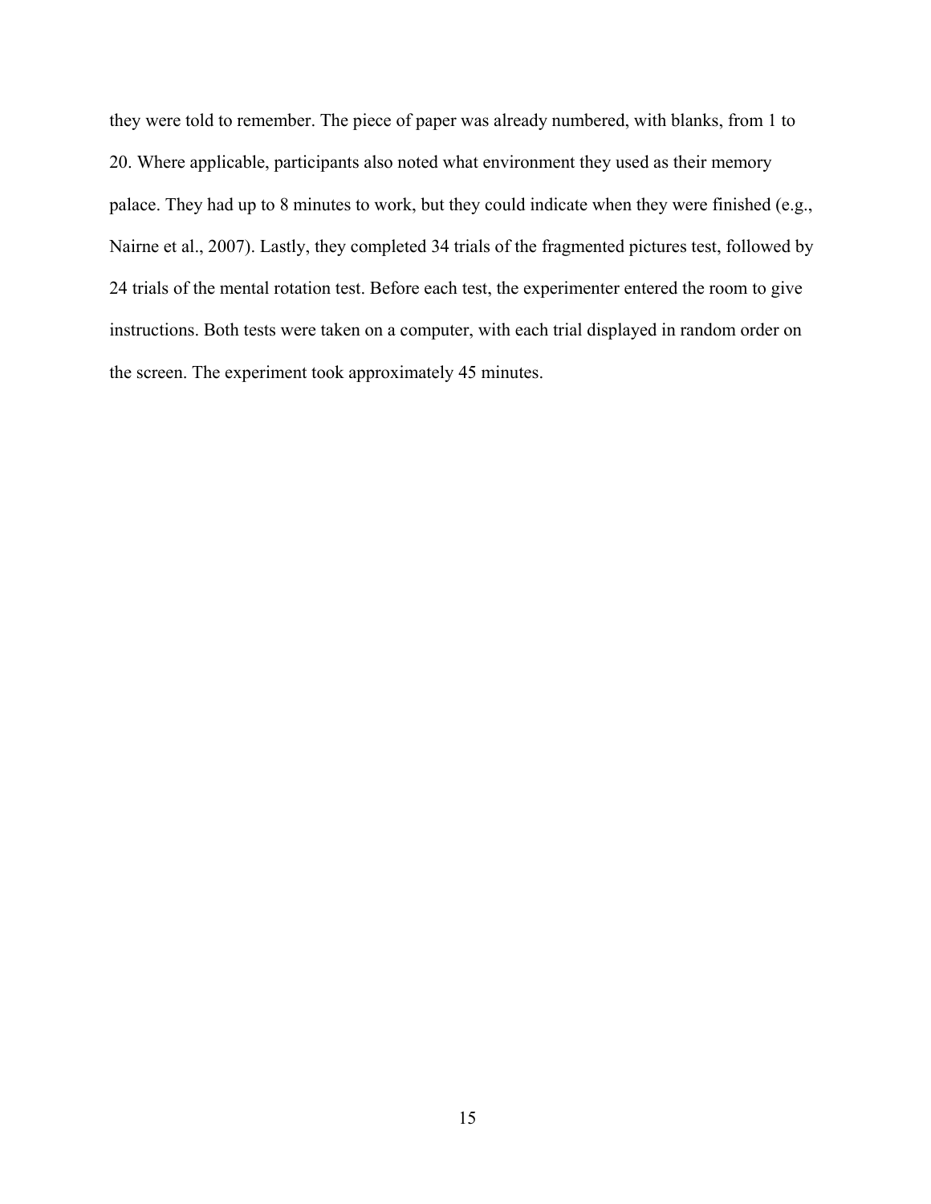they were told to remember. The piece of paper was already numbered, with blanks, from 1 to 20. Where applicable, participants also noted what environment they used as their memory palace. They had up to 8 minutes to work, but they could indicate when they were finished (e.g., Nairne et al., 2007). Lastly, they completed 34 trials of the fragmented pictures test, followed by 24 trials of the mental rotation test. Before each test, the experimenter entered the room to give instructions. Both tests were taken on a computer, with each trial displayed in random order on the screen. The experiment took approximately 45 minutes.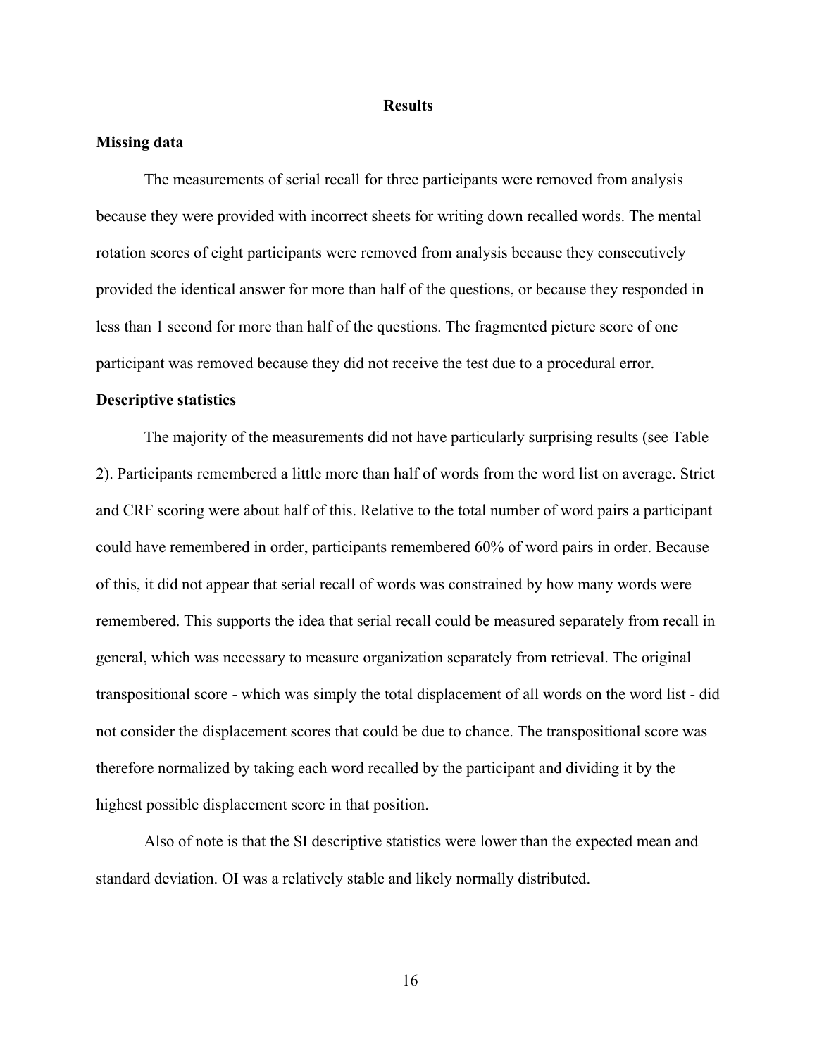# Results

## Missing data

The measurements of serial recall for three participants were removed from analysis because they were provided with incorrect sheets for writing down recalled words. The mental rotation scores of eight participants were removed from analysis because they consecutively provided the identical answer for more than half of the questions, or because they responded in less than 1 second for more than half of the questions. The fragmented picture score of one participant was removed because they did not receive the test due to a procedural error.

## Descriptive statistics

The majority of the measurements did not have particularly surprising results (see Table 2). Participants remembered a little more than half of words from the word list on average. Strict and CRF scoring were about half of this. Relative to the total number of word pairs a participant could have remembered in order, participants remembered 60% of word pairs in order. Because of this, it did not appear that serial recall of words was constrained by how many words were remembered. This supports the idea that serial recall could be measured separately from recall in general, which was necessary to measure organization separately from retrieval. The original transpositional score - which was simply the total displacement of all words on the word list - did not consider the displacement scores that could be due to chance. The transpositional score was therefore normalized by taking each word recalled by the participant and dividing it by the highest possible displacement score in that position.

Also of note is that the SI descriptive statistics were lower than the expected mean and standard deviation. OI was a relatively stable and likely normally distributed.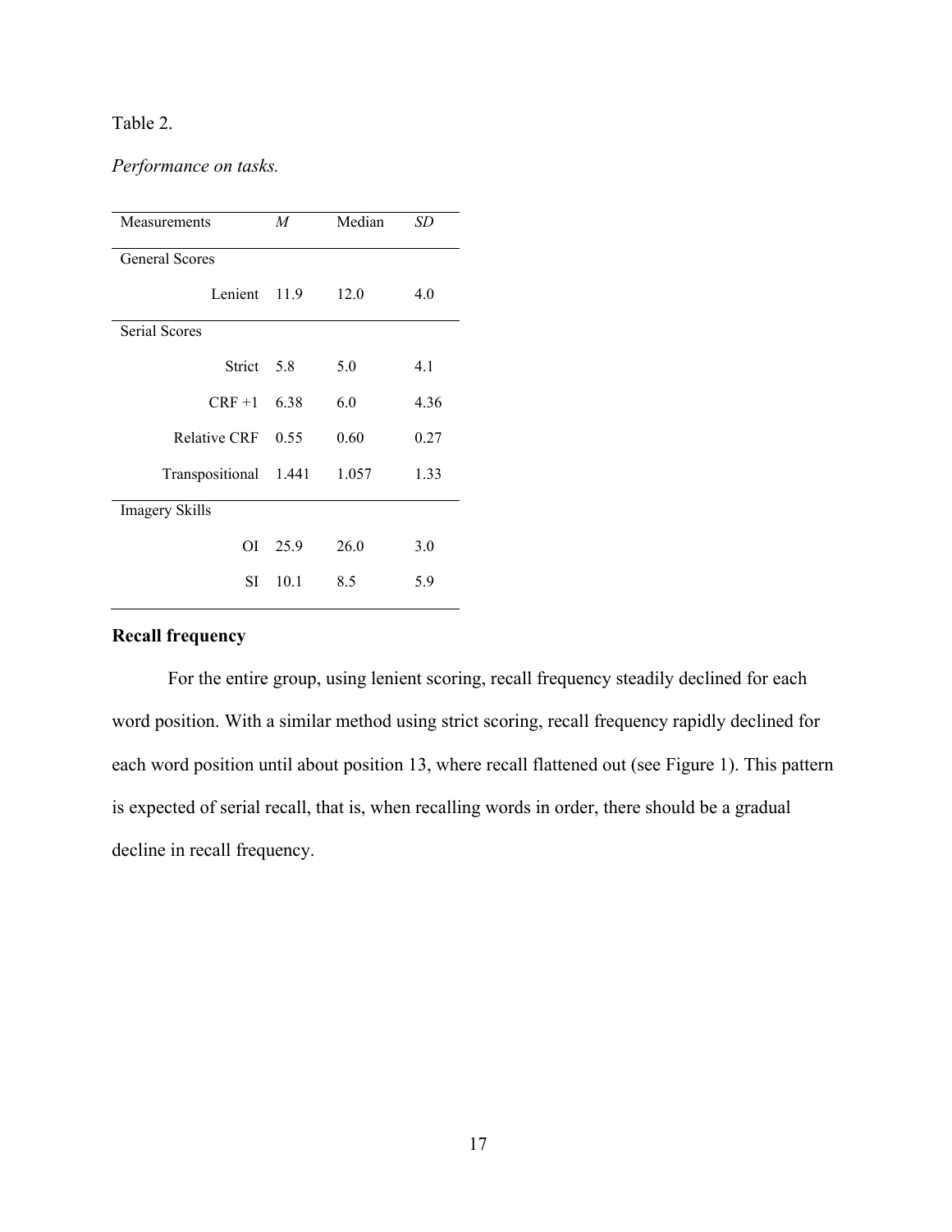Table 2.

*Performance on tasks.*

| Measurements | *M* | Median | *SD* |
|---|---|---|---|
| General Scores | | | |
| Lenient | 11.9 | 12.0 | 4.0 |
| Serial Scores | | | |
| Strict | 5.8 | 5.0 | 4.1 |
| CRF +1 | 6.38 | 6.0 | 4.36 |
| Relative CRF | 0.55 | 0.60 | 0.27 |
| Transpositional | 1.441 | 1.057 | 1.33 |
| Imagery Skills | | | |
| OI | 25.9 | 26.0 | 3.0 |
| SI | 10.1 | 8.5 | 5.9 |

**Recall frequency**

For the entire group, using lenient scoring, recall frequency steadily declined for each word position. With a similar method using strict scoring, recall frequency rapidly declined for each word position until about position 13, where recall flattened out (see Figure 1). This pattern is expected of serial recall, that is, when recalling words in order, there should be a gradual decline in recall frequency.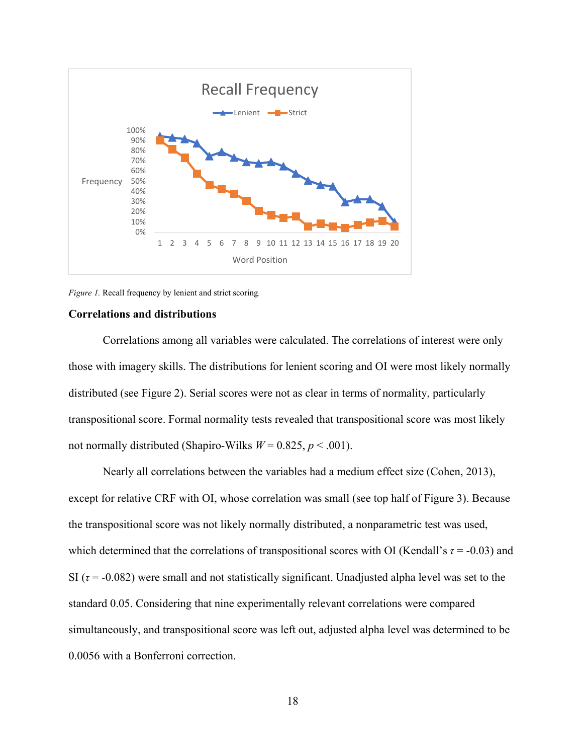*Figure 1.* Recall frequency by lenient and strict scoring.

**Correlations and distributions**

Correlations among all variables were calculated. The correlations of interest were only those with imagery skills. The distributions for lenient scoring and OI were most likely normally distributed (see Figure 2). Serial scores were not as clear in terms of normality, particularly transpositional score. Formal normality tests revealed that transpositional score was most likely not normally distributed (Shapiro-Wilks $W = 0.825$, $p < .001$).

Nearly all correlations between the variables had a medium effect size (Cohen, 2013), except for relative CRF with OI, whose correlation was small (see top half of Figure 3). Because the transpositional score was not likely normally distributed, a nonparametric test was used, which determined that the correlations of transpositional scores with OI (Kendall's $\tau = -0.03$) and SI ($\tau = -0.082$) were small and not statistically significant. Unadjusted alpha level was set to the standard 0.05. Considering that nine experimentally relevant correlations were compared simultaneously, and transpositional score was left out, adjusted alpha level was determined to be 0.0056 with a Bonferroni correction.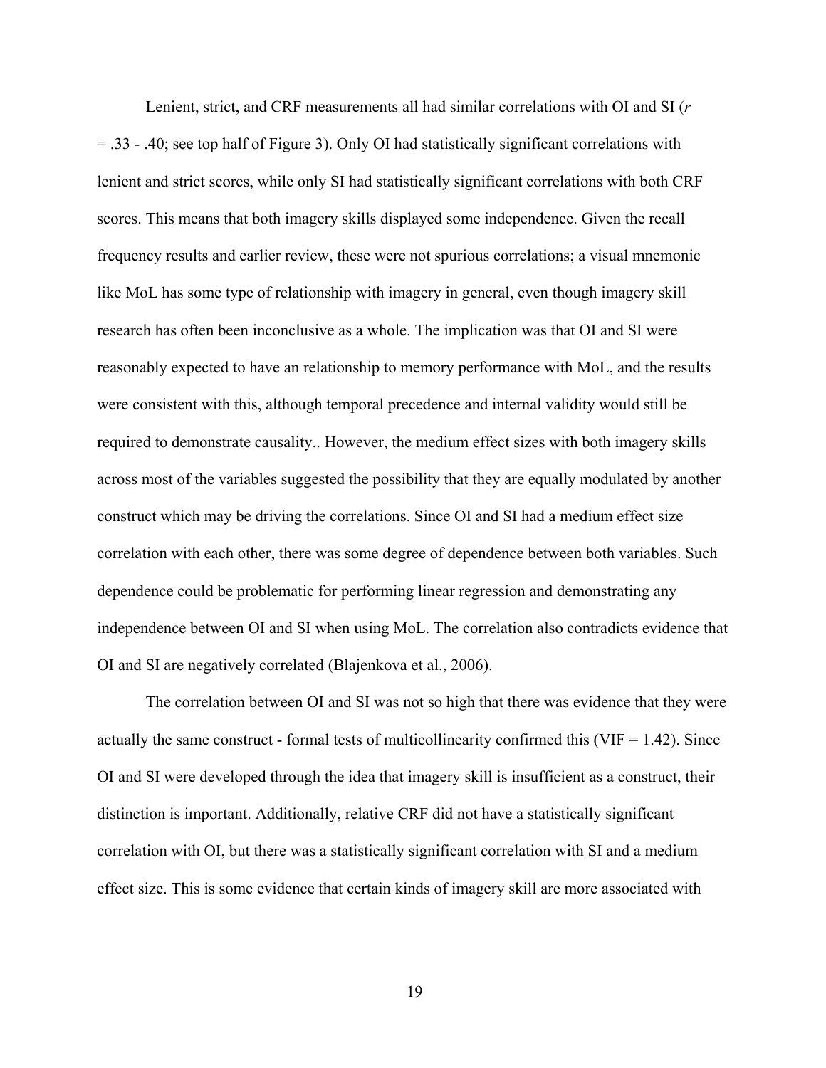Lenient, strict, and CRF measurements all had similar correlations with OI and SI ($r = .33 - .40$; see top half of Figure 3). Only OI had statistically significant correlations with lenient and strict scores, while only SI had statistically significant correlations with both CRF scores. This means that both imagery skills displayed some independence. Given the recall frequency results and earlier review, these were not spurious correlations; a visual mnemonic like MoL has some type of relationship with imagery in general, even though imagery skill research has often been inconclusive as a whole. The implication was that OI and SI were reasonably expected to have an relationship to memory performance with MoL, and the results were consistent with this, although temporal precedence and internal validity would still be required to demonstrate causality.. However, the medium effect sizes with both imagery skills across most of the variables suggested the possibility that they are equally modulated by another construct which may be driving the correlations. Since OI and SI had a medium effect size correlation with each other, there was some degree of dependence between both variables. Such dependence could be problematic for performing linear regression and demonstrating any independence between OI and SI when using MoL. The correlation also contradicts evidence that OI and SI are negatively correlated (Blajenkova et al., 2006).

The correlation between OI and SI was not so high that there was evidence that they were actually the same construct - formal tests of multicollinearity confirmed this (VIF = 1.42). Since OI and SI were developed through the idea that imagery skill is insufficient as a construct, their distinction is important. Additionally, relative CRF did not have a statistically significant correlation with OI, but there was a statistically significant correlation with SI and a medium effect size. This is some evidence that certain kinds of imagery skill are more associated with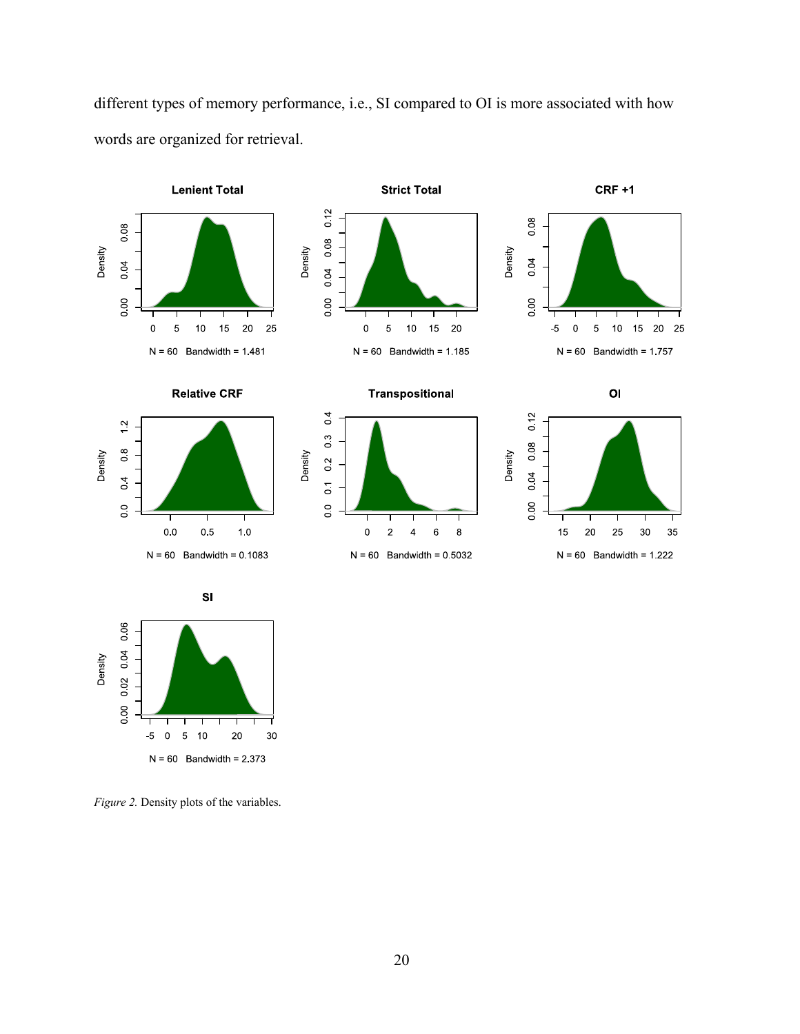different types of memory performance, i.e., SI compared to OI is more associated with how words are organized for retrieval.

*Figure 2.* Density plots of the variables.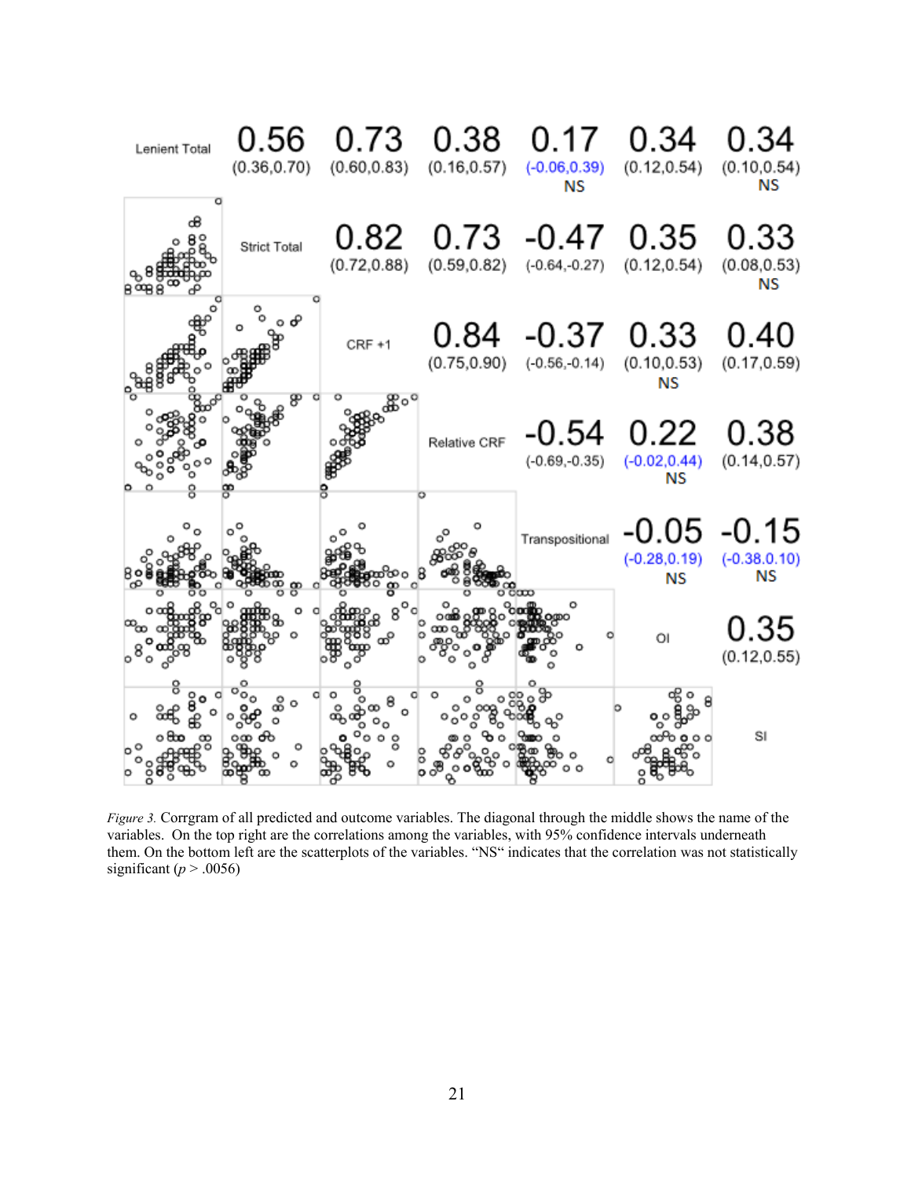| | Lenient Total | Strict Total | CRF +1 | Relative CRF | Transpositional | OI | SI |
|---|---|---|---|---|---|---|---|
| Lenient Total | Lenient Total | 0.56 (0.36,0.70) | 0.73 (0.60,0.83) | 0.38 (0.16,0.57) | 0.17 (-0.06,0.39) NS | 0.34 (0.12,0.54) | 0.34 (0.10,0.54) NS |
| Strict Total | | Strict Total | 0.82 (0.72,0.88) | 0.73 (0.59,0.82) | -0.47 (-0.64,-0.27) | 0.35 (0.12,0.54) | 0.33 (0.08,0.53) NS |
| CRF +1 | | | CRF +1 | 0.84 (0.75,0.90) | -0.37 (-0.56,-0.14) | 0.33 (0.10,0.53) NS | 0.40 (0.17,0.59) |
| Relative CRF | | | | Relative CRF | -0.54 (-0.69,-0.35) | 0.22 (-0.02,0.44) NS | 0.38 (0.14,0.57) |
| Transpositional | | | | | Transpositional | -0.05 (-0.28,0.19) NS | -0.15 (-0.38.0.10) NS |
| OI | | | | | | OI | 0.35 (0.12,0.55) |
| SI | | | | | | | SI |

*Figure 3.* Corrgram of all predicted and outcome variables. The diagonal through the middle shows the name of the variables. On the top right are the correlations among the variables, with 95% confidence intervals underneath them. On the bottom left are the scatterplots of the variables. "NS" indicates that the correlation was not statistically significant ($p > .0056$)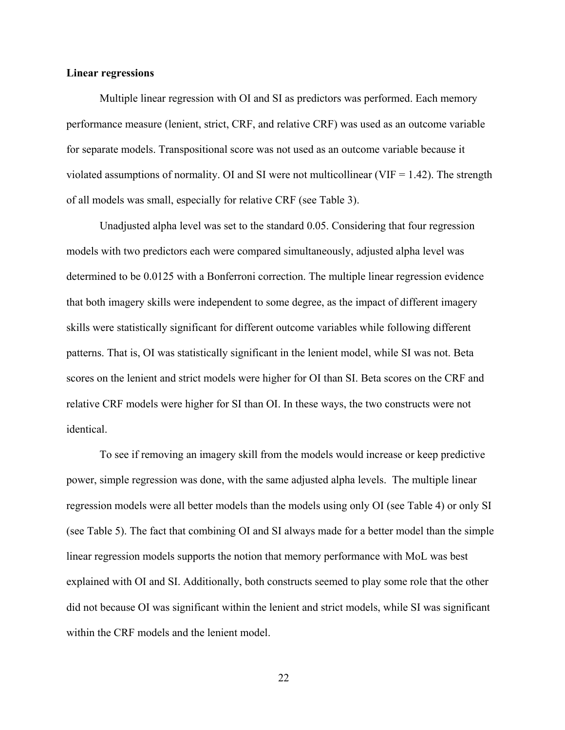**Linear regressions**

Multiple linear regression with OI and SI as predictors was performed. Each memory performance measure (lenient, strict, CRF, and relative CRF) was used as an outcome variable for separate models. Transpositional score was not used as an outcome variable because it violated assumptions of normality. OI and SI were not multicollinear (VIF = 1.42). The strength of all models was small, especially for relative CRF (see Table 3).

Unadjusted alpha level was set to the standard 0.05. Considering that four regression models with two predictors each were compared simultaneously, adjusted alpha level was determined to be 0.0125 with a Bonferroni correction. The multiple linear regression evidence that both imagery skills were independent to some degree, as the impact of different imagery skills were statistically significant for different outcome variables while following different patterns. That is, OI was statistically significant in the lenient model, while SI was not. Beta scores on the lenient and strict models were higher for OI than SI. Beta scores on the CRF and relative CRF models were higher for SI than OI. In these ways, the two constructs were not identical.

To see if removing an imagery skill from the models would increase or keep predictive power, simple regression was done, with the same adjusted alpha levels. The multiple linear regression models were all better models than the models using only OI (see Table 4) or only SI (see Table 5). The fact that combining OI and SI always made for a better model than the simple linear regression models supports the notion that memory performance with MoL was best explained with OI and SI. Additionally, both constructs seemed to play some role that the other did not because OI was significant within the lenient and strict models, while SI was significant within the CRF models and the lenient model.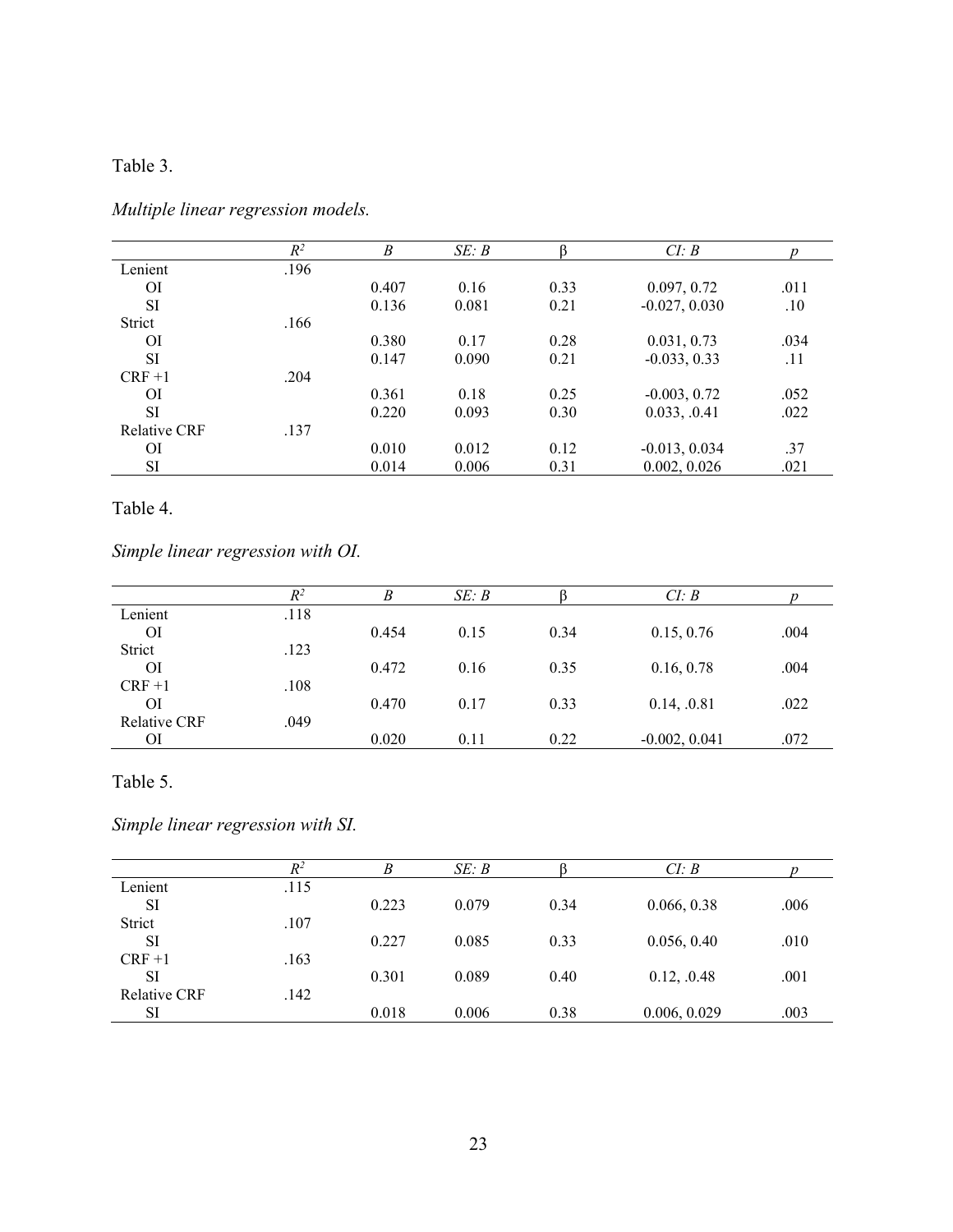Table 3.

*Multiple linear regression models.*

| | $R^2$ | *B* | *SE: B* | β | *CI: B* | *p* |
|---|---|---|---|---|---|---|
| Lenient | .196 | | | | | |
| OI | | 0.407 | 0.16 | 0.33 | 0.097, 0.72 | .011 |
| SI | | 0.136 | 0.081 | 0.21 | -0.027, 0.030 | .10 |
| Strict | .166 | | | | | |
| OI | | 0.380 | 0.17 | 0.28 | 0.031, 0.73 | .034 |
| SI | | 0.147 | 0.090 | 0.21 | -0.033, 0.33 | .11 |
| CRF +1 | .204 | | | | | |
| OI | | 0.361 | 0.18 | 0.25 | -0.003, 0.72 | .052 |
| SI | | 0.220 | 0.093 | 0.30 | 0.033, .0.41 | .022 |
| Relative CRF | .137 | | | | | |
| OI | | 0.010 | 0.012 | 0.12 | -0.013, 0.034 | .37 |
| SI | | 0.014 | 0.006 | 0.31 | 0.002, 0.026 | .021 |

Table 4.

*Simple linear regression with OI.*

| | $R^2$ | *B* | *SE: B* | β | *CI: B* | *p* |
|---|---|---|---|---|---|---|
| Lenient | .118 | | | | | |
| OI | | 0.454 | 0.15 | 0.34 | 0.15, 0.76 | .004 |
| Strict | .123 | | | | | |
| OI | | 0.472 | 0.16 | 0.35 | 0.16, 0.78 | .004 |
| CRF +1 | .108 | | | | | |
| OI | | 0.470 | 0.17 | 0.33 | 0.14, .0.81 | .022 |
| Relative CRF | .049 | | | | | |
| OI | | 0.020 | 0.11 | 0.22 | -0.002, 0.041 | .072 |

Table 5.

*Simple linear regression with SI.*

| | $R^2$ | *B* | *SE: B* | β | *CI: B* | *p* |
|---|---|---|---|---|---|---|
| Lenient | .115 | | | | | |
| SI | | 0.223 | 0.079 | 0.34 | 0.066, 0.38 | .006 |
| Strict | .107 | | | | | |
| SI | | 0.227 | 0.085 | 0.33 | 0.056, 0.40 | .010 |
| CRF +1 | .163 | | | | | |
| SI | | 0.301 | 0.089 | 0.40 | 0.12, .0.48 | .001 |
| Relative CRF | .142 | | | | | |
| SI | | 0.018 | 0.006 | 0.38 | 0.006, 0.029 | .003 |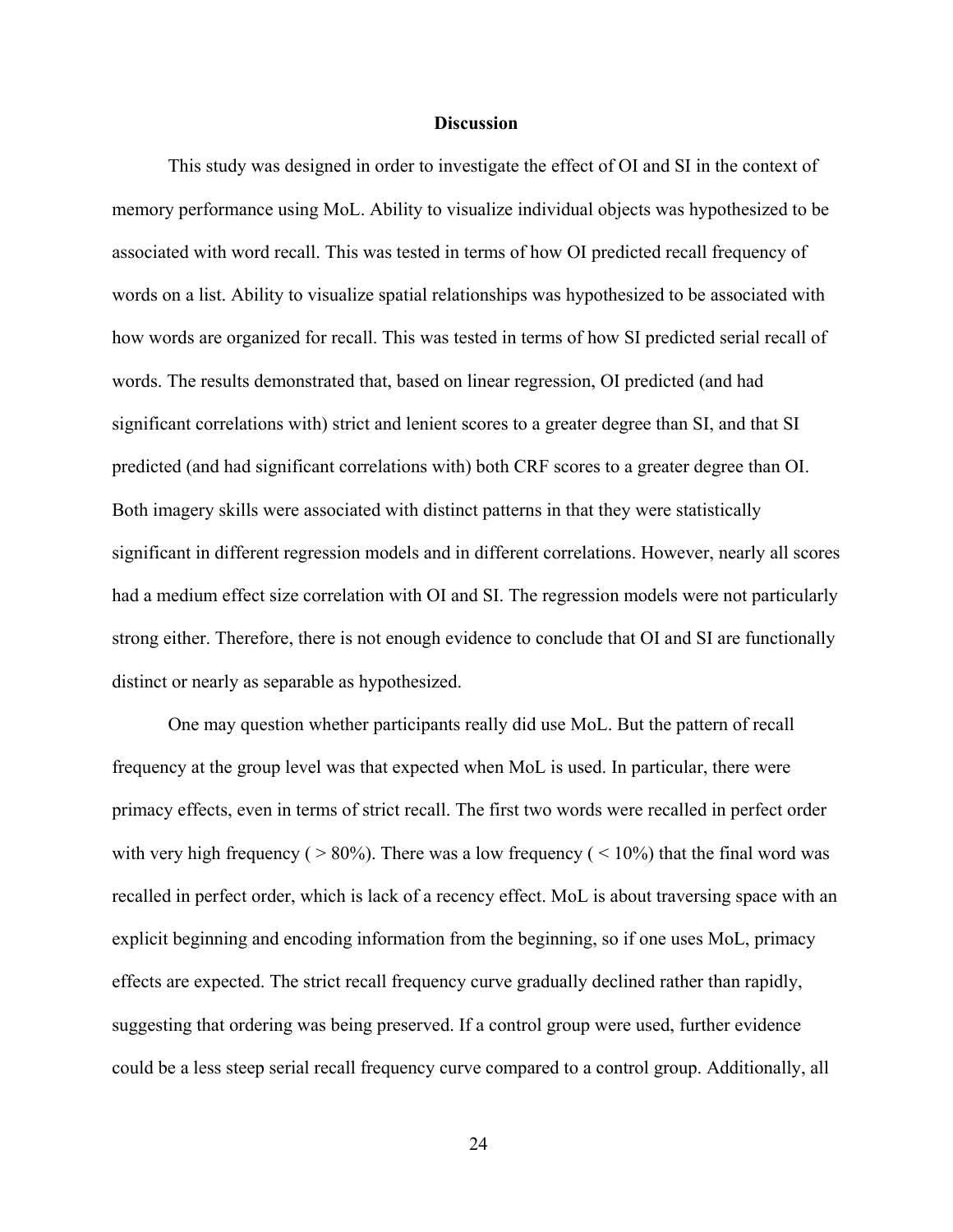## Discussion

This study was designed in order to investigate the effect of OI and SI in the context of memory performance using MoL. Ability to visualize individual objects was hypothesized to be associated with word recall. This was tested in terms of how OI predicted recall frequency of words on a list. Ability to visualize spatial relationships was hypothesized to be associated with how words are organized for recall. This was tested in terms of how SI predicted serial recall of words. The results demonstrated that, based on linear regression, OI predicted (and had significant correlations with) strict and lenient scores to a greater degree than SI, and that SI predicted (and had significant correlations with) both CRF scores to a greater degree than OI. Both imagery skills were associated with distinct patterns in that they were statistically significant in different regression models and in different correlations. However, nearly all scores had a medium effect size correlation with OI and SI. The regression models were not particularly strong either. Therefore, there is not enough evidence to conclude that OI and SI are functionally distinct or nearly as separable as hypothesized.

One may question whether participants really did use MoL. But the pattern of recall frequency at the group level was that expected when MoL is used. In particular, there were primacy effects, even in terms of strict recall. The first two words were recalled in perfect order with very high frequency ( > 80%). There was a low frequency ( < 10%) that the final word was recalled in perfect order, which is lack of a recency effect. MoL is about traversing space with an explicit beginning and encoding information from the beginning, so if one uses MoL, primacy effects are expected. The strict recall frequency curve gradually declined rather than rapidly, suggesting that ordering was being preserved. If a control group were used, further evidence could be a less steep serial recall frequency curve compared to a control group. Additionally, all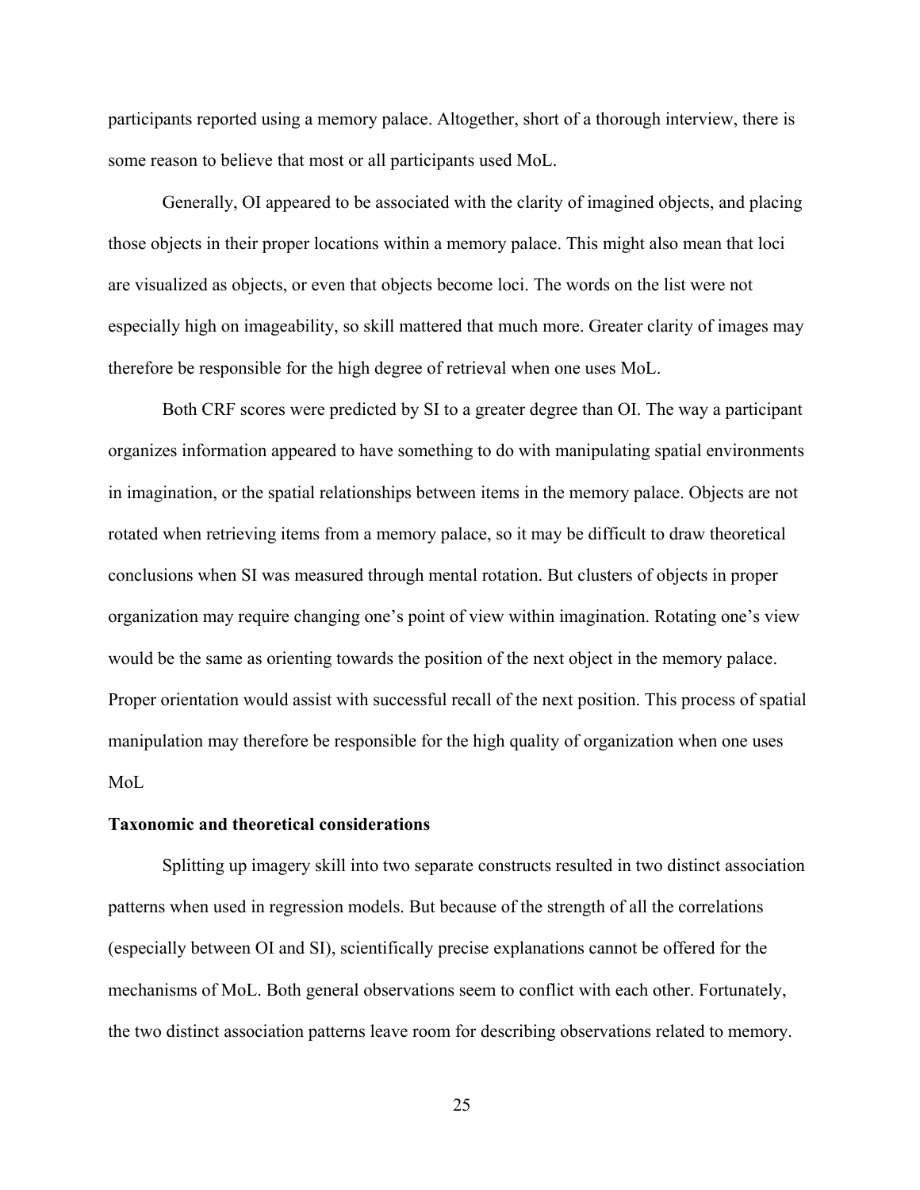participants reported using a memory palace. Altogether, short of a thorough interview, there is some reason to believe that most or all participants used MoL.

Generally, OI appeared to be associated with the clarity of imagined objects, and placing those objects in their proper locations within a memory palace. This might also mean that loci are visualized as objects, or even that objects become loci. The words on the list were not especially high on imageability, so skill mattered that much more. Greater clarity of images may therefore be responsible for the high degree of retrieval when one uses MoL.

Both CRF scores were predicted by SI to a greater degree than OI. The way a participant organizes information appeared to have something to do with manipulating spatial environments in imagination, or the spatial relationships between items in the memory palace. Objects are not rotated when retrieving items from a memory palace, so it may be difficult to draw theoretical conclusions when SI was measured through mental rotation. But clusters of objects in proper organization may require changing one's point of view within imagination. Rotating one's view would be the same as orienting towards the position of the next object in the memory palace. Proper orientation would assist with successful recall of the next position. This process of spatial manipulation may therefore be responsible for the high quality of organization when one uses MoL

**Taxonomic and theoretical considerations**

Splitting up imagery skill into two separate constructs resulted in two distinct association patterns when used in regression models. But because of the strength of all the correlations (especially between OI and SI), scientifically precise explanations cannot be offered for the mechanisms of MoL. Both general observations seem to conflict with each other. Fortunately, the two distinct association patterns leave room for describing observations related to memory.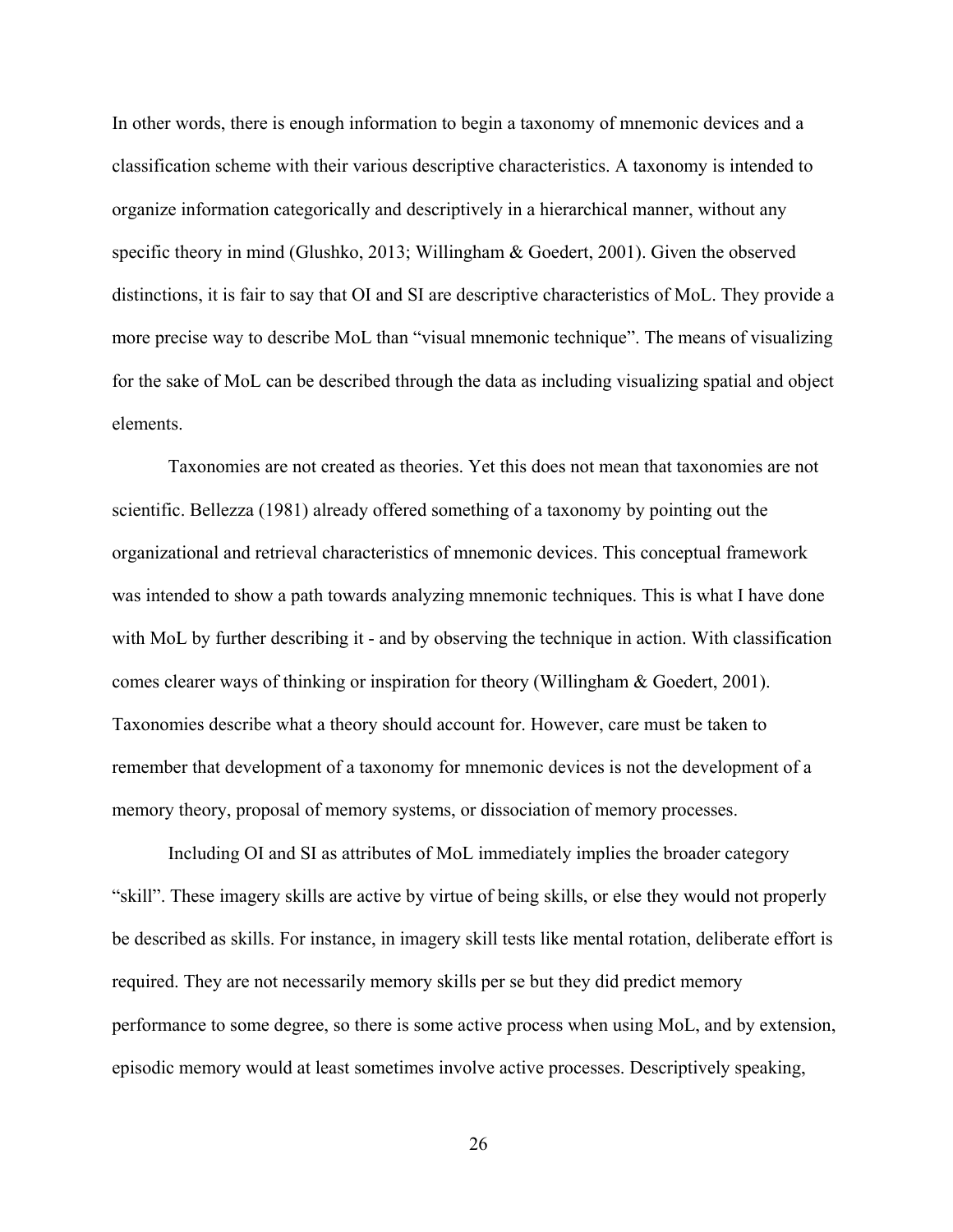In other words, there is enough information to begin a taxonomy of mnemonic devices and a classification scheme with their various descriptive characteristics. A taxonomy is intended to organize information categorically and descriptively in a hierarchical manner, without any specific theory in mind (Glushko, 2013; Willingham & Goedert, 2001). Given the observed distinctions, it is fair to say that OI and SI are descriptive characteristics of MoL. They provide a more precise way to describe MoL than "visual mnemonic technique". The means of visualizing for the sake of MoL can be described through the data as including visualizing spatial and object elements.

Taxonomies are not created as theories. Yet this does not mean that taxonomies are not scientific. Bellezza (1981) already offered something of a taxonomy by pointing out the organizational and retrieval characteristics of mnemonic devices. This conceptual framework was intended to show a path towards analyzing mnemonic techniques. This is what I have done with MoL by further describing it - and by observing the technique in action. With classification comes clearer ways of thinking or inspiration for theory (Willingham & Goedert, 2001). Taxonomies describe what a theory should account for. However, care must be taken to remember that development of a taxonomy for mnemonic devices is not the development of a memory theory, proposal of memory systems, or dissociation of memory processes.

Including OI and SI as attributes of MoL immediately implies the broader category "skill". These imagery skills are active by virtue of being skills, or else they would not properly be described as skills. For instance, in imagery skill tests like mental rotation, deliberate effort is required. They are not necessarily memory skills per se but they did predict memory performance to some degree, so there is some active process when using MoL, and by extension, episodic memory would at least sometimes involve active processes. Descriptively speaking,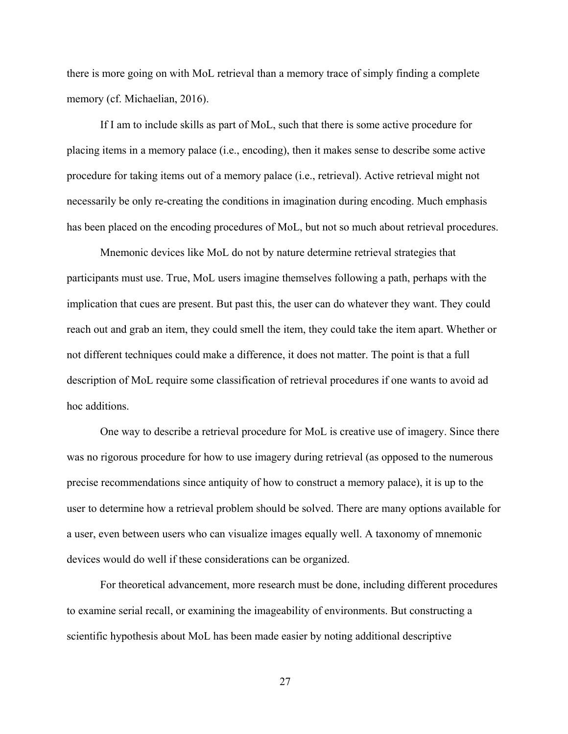there is more going on with MoL retrieval than a memory trace of simply finding a complete memory (cf. Michaelian, 2016).

If I am to include skills as part of MoL, such that there is some active procedure for placing items in a memory palace (i.e., encoding), then it makes sense to describe some active procedure for taking items out of a memory palace (i.e., retrieval). Active retrieval might not necessarily be only re-creating the conditions in imagination during encoding. Much emphasis has been placed on the encoding procedures of MoL, but not so much about retrieval procedures.

Mnemonic devices like MoL do not by nature determine retrieval strategies that participants must use. True, MoL users imagine themselves following a path, perhaps with the implication that cues are present. But past this, the user can do whatever they want. They could reach out and grab an item, they could smell the item, they could take the item apart. Whether or not different techniques could make a difference, it does not matter. The point is that a full description of MoL require some classification of retrieval procedures if one wants to avoid ad hoc additions.

One way to describe a retrieval procedure for MoL is creative use of imagery. Since there was no rigorous procedure for how to use imagery during retrieval (as opposed to the numerous precise recommendations since antiquity of how to construct a memory palace), it is up to the user to determine how a retrieval problem should be solved. There are many options available for a user, even between users who can visualize images equally well. A taxonomy of mnemonic devices would do well if these considerations can be organized.

For theoretical advancement, more research must be done, including different procedures to examine serial recall, or examining the imageability of environments. But constructing a scientific hypothesis about MoL has been made easier by noting additional descriptive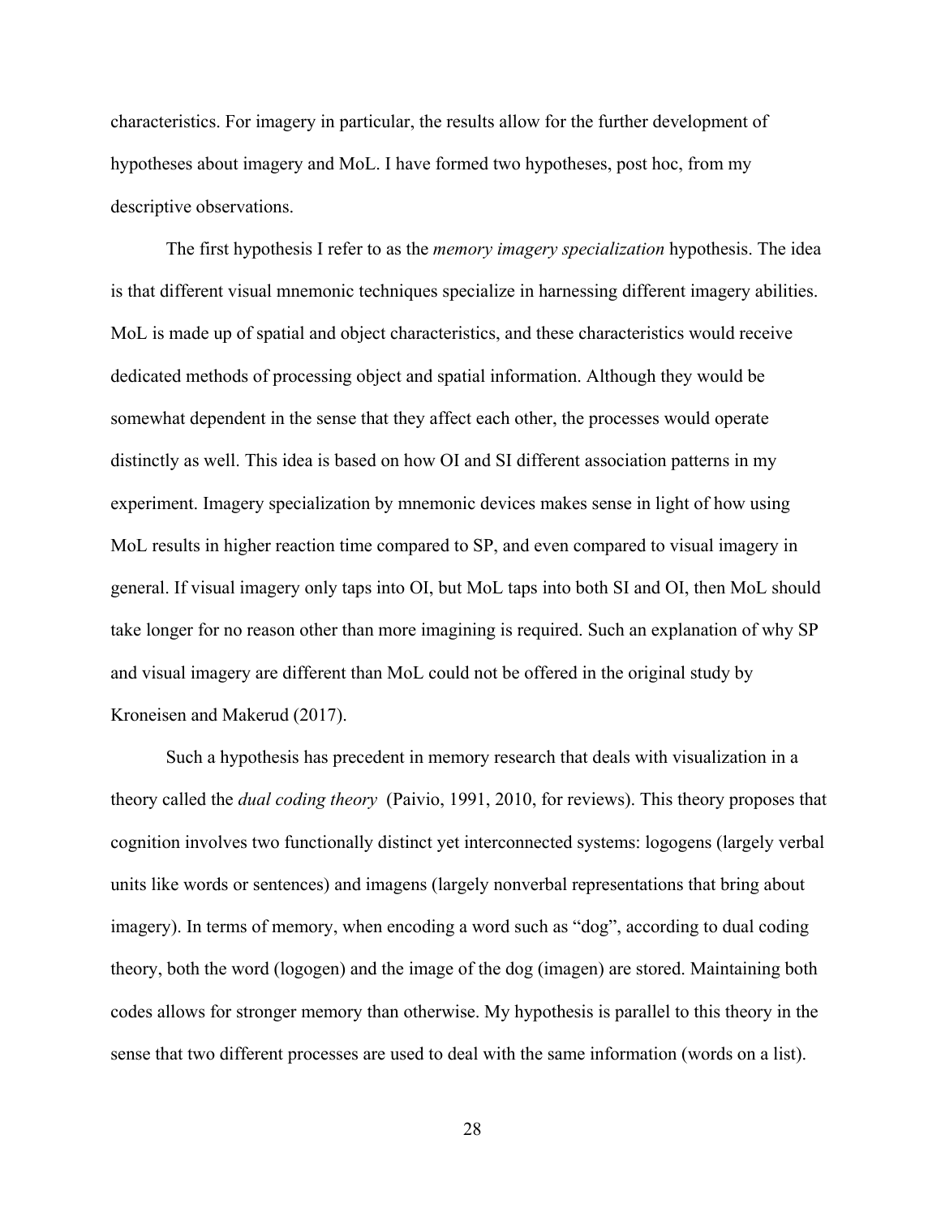characteristics. For imagery in particular, the results allow for the further development of hypotheses about imagery and MoL. I have formed two hypotheses, post hoc, from my descriptive observations.

The first hypothesis I refer to as the *memory imagery specialization* hypothesis. The idea is that different visual mnemonic techniques specialize in harnessing different imagery abilities. MoL is made up of spatial and object characteristics, and these characteristics would receive dedicated methods of processing object and spatial information. Although they would be somewhat dependent in the sense that they affect each other, the processes would operate distinctly as well. This idea is based on how OI and SI different association patterns in my experiment. Imagery specialization by mnemonic devices makes sense in light of how using MoL results in higher reaction time compared to SP, and even compared to visual imagery in general. If visual imagery only taps into OI, but MoL taps into both SI and OI, then MoL should take longer for no reason other than more imagining is required. Such an explanation of why SP and visual imagery are different than MoL could not be offered in the original study by Kroneisen and Makerud (2017).

Such a hypothesis has precedent in memory research that deals with visualization in a theory called the *dual coding theory* (Paivio, 1991, 2010, for reviews). This theory proposes that cognition involves two functionally distinct yet interconnected systems: logogens (largely verbal units like words or sentences) and imagens (largely nonverbal representations that bring about imagery). In terms of memory, when encoding a word such as "dog", according to dual coding theory, both the word (logogen) and the image of the dog (imagen) are stored. Maintaining both codes allows for stronger memory than otherwise. My hypothesis is parallel to this theory in the sense that two different processes are used to deal with the same information (words on a list).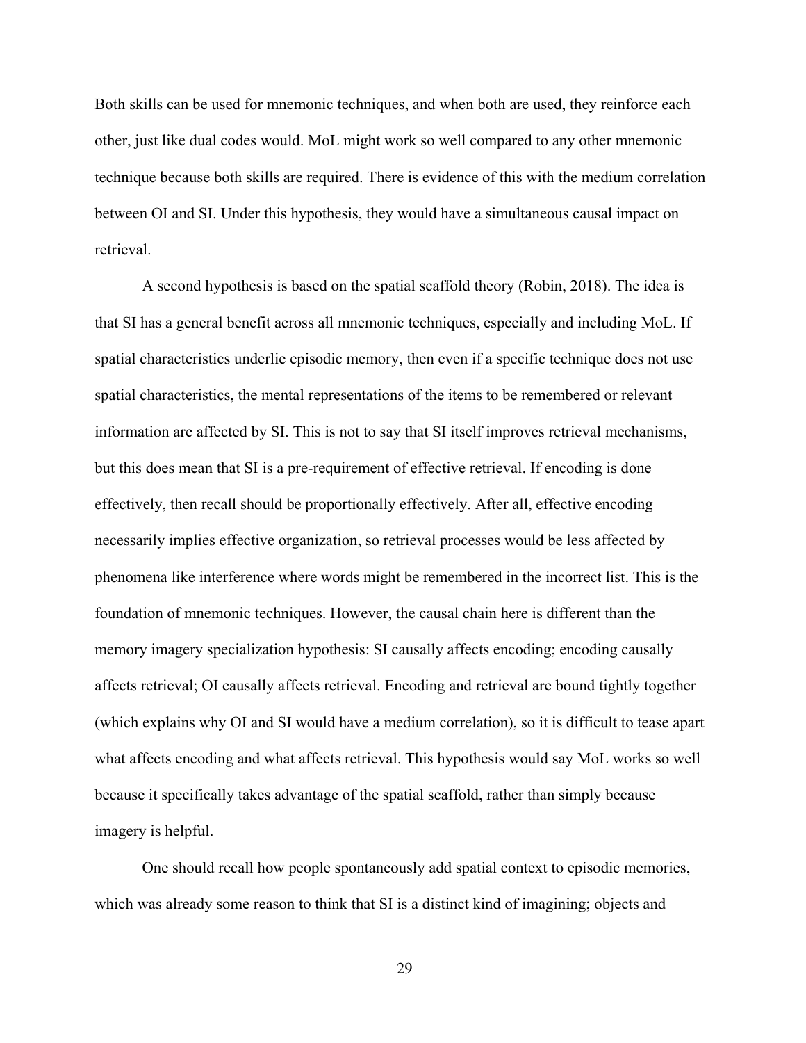Both skills can be used for mnemonic techniques, and when both are used, they reinforce each other, just like dual codes would. MoL might work so well compared to any other mnemonic technique because both skills are required. There is evidence of this with the medium correlation between OI and SI. Under this hypothesis, they would have a simultaneous causal impact on retrieval.

A second hypothesis is based on the spatial scaffold theory (Robin, 2018). The idea is that SI has a general benefit across all mnemonic techniques, especially and including MoL. If spatial characteristics underlie episodic memory, then even if a specific technique does not use spatial characteristics, the mental representations of the items to be remembered or relevant information are affected by SI. This is not to say that SI itself improves retrieval mechanisms, but this does mean that SI is a pre-requirement of effective retrieval. If encoding is done effectively, then recall should be proportionally effectively. After all, effective encoding necessarily implies effective organization, so retrieval processes would be less affected by phenomena like interference where words might be remembered in the incorrect list. This is the foundation of mnemonic techniques. However, the causal chain here is different than the memory imagery specialization hypothesis: SI causally affects encoding; encoding causally affects retrieval; OI causally affects retrieval. Encoding and retrieval are bound tightly together (which explains why OI and SI would have a medium correlation), so it is difficult to tease apart what affects encoding and what affects retrieval. This hypothesis would say MoL works so well because it specifically takes advantage of the spatial scaffold, rather than simply because imagery is helpful.

One should recall how people spontaneously add spatial context to episodic memories, which was already some reason to think that SI is a distinct kind of imagining; objects and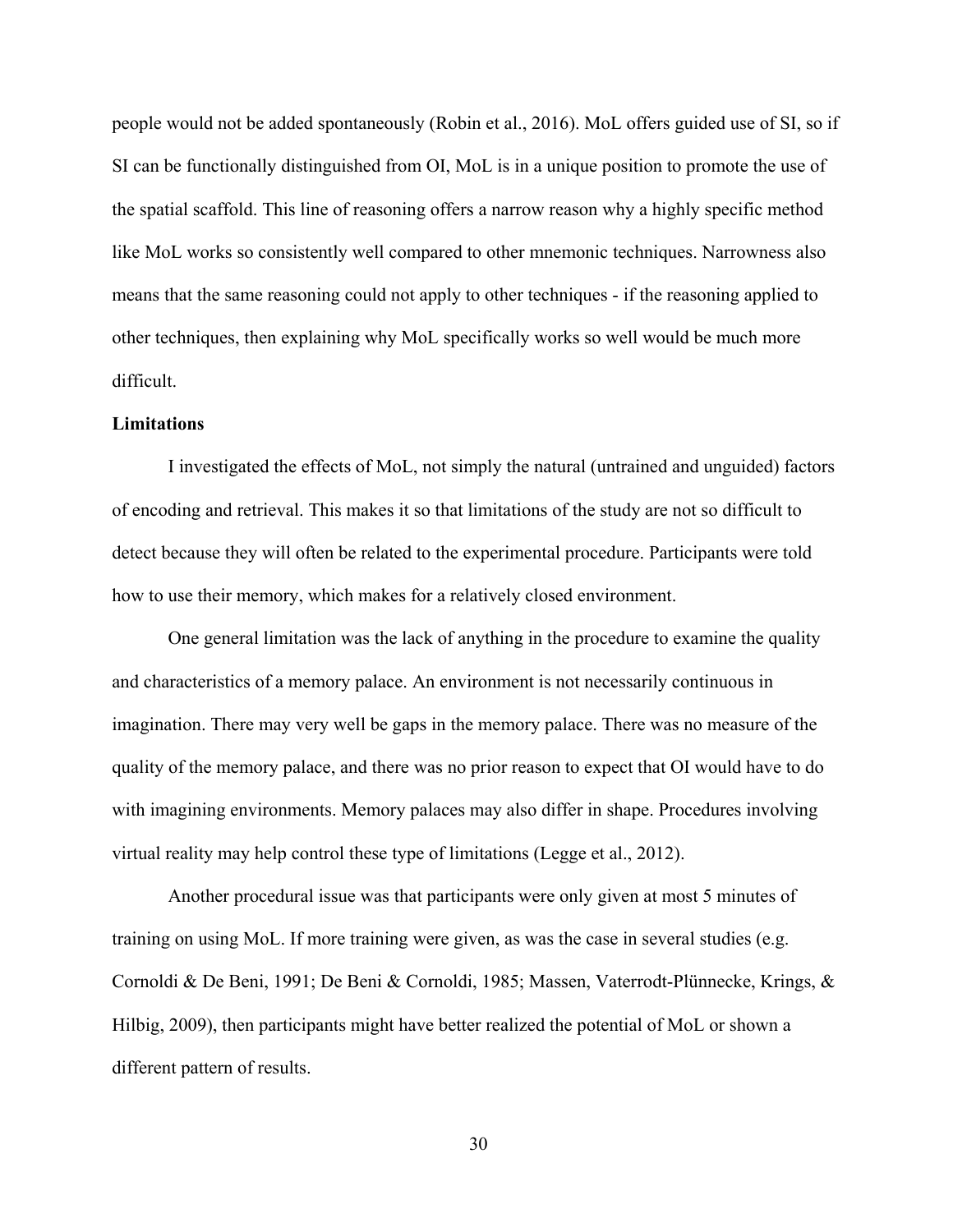people would not be added spontaneously (Robin et al., 2016). MoL offers guided use of SI, so if SI can be functionally distinguished from OI, MoL is in a unique position to promote the use of the spatial scaffold. This line of reasoning offers a narrow reason why a highly specific method like MoL works so consistently well compared to other mnemonic techniques. Narrowness also means that the same reasoning could not apply to other techniques - if the reasoning applied to other techniques, then explaining why MoL specifically works so well would be much more difficult.

**Limitations**

I investigated the effects of MoL, not simply the natural (untrained and unguided) factors of encoding and retrieval. This makes it so that limitations of the study are not so difficult to detect because they will often be related to the experimental procedure. Participants were told how to use their memory, which makes for a relatively closed environment.

One general limitation was the lack of anything in the procedure to examine the quality and characteristics of a memory palace. An environment is not necessarily continuous in imagination. There may very well be gaps in the memory palace. There was no measure of the quality of the memory palace, and there was no prior reason to expect that OI would have to do with imagining environments. Memory palaces may also differ in shape. Procedures involving virtual reality may help control these type of limitations (Legge et al., 2012).

Another procedural issue was that participants were only given at most 5 minutes of training on using MoL. If more training were given, as was the case in several studies (e.g. Cornoldi & De Beni, 1991; De Beni & Cornoldi, 1985; Massen, Vaterrodt-Plünnecke, Krings, & Hilbig, 2009), then participants might have better realized the potential of MoL or shown a different pattern of results.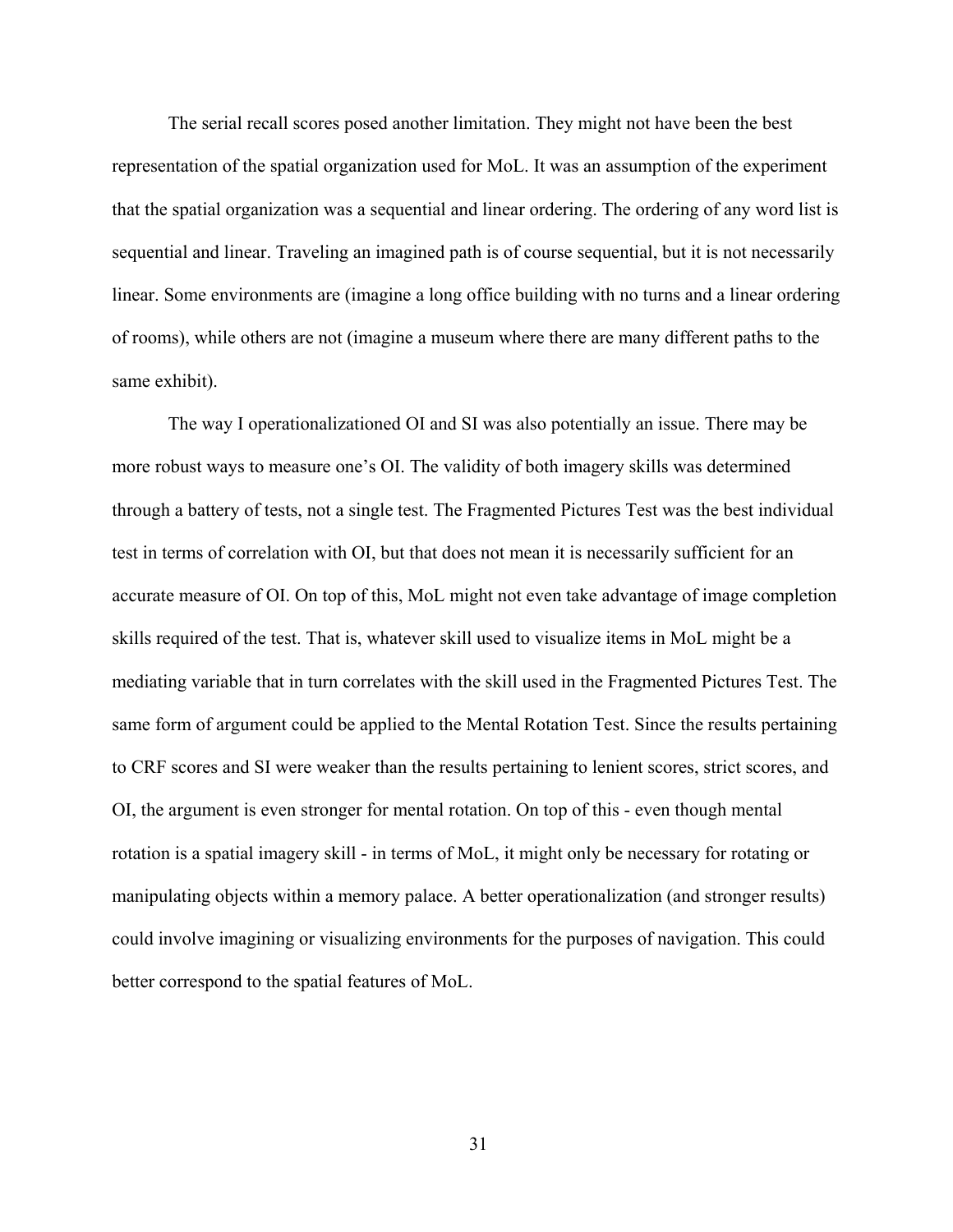The serial recall scores posed another limitation. They might not have been the best representation of the spatial organization used for MoL. It was an assumption of the experiment that the spatial organization was a sequential and linear ordering. The ordering of any word list is sequential and linear. Traveling an imagined path is of course sequential, but it is not necessarily linear. Some environments are (imagine a long office building with no turns and a linear ordering of rooms), while others are not (imagine a museum where there are many different paths to the same exhibit).

The way I operationalizationed OI and SI was also potentially an issue. There may be more robust ways to measure one's OI. The validity of both imagery skills was determined through a battery of tests, not a single test. The Fragmented Pictures Test was the best individual test in terms of correlation with OI, but that does not mean it is necessarily sufficient for an accurate measure of OI. On top of this, MoL might not even take advantage of image completion skills required of the test. That is, whatever skill used to visualize items in MoL might be a mediating variable that in turn correlates with the skill used in the Fragmented Pictures Test. The same form of argument could be applied to the Mental Rotation Test. Since the results pertaining to CRF scores and SI were weaker than the results pertaining to lenient scores, strict scores, and OI, the argument is even stronger for mental rotation. On top of this - even though mental rotation is a spatial imagery skill - in terms of MoL, it might only be necessary for rotating or manipulating objects within a memory palace. A better operationalization (and stronger results) could involve imagining or visualizing environments for the purposes of navigation. This could better correspond to the spatial features of MoL.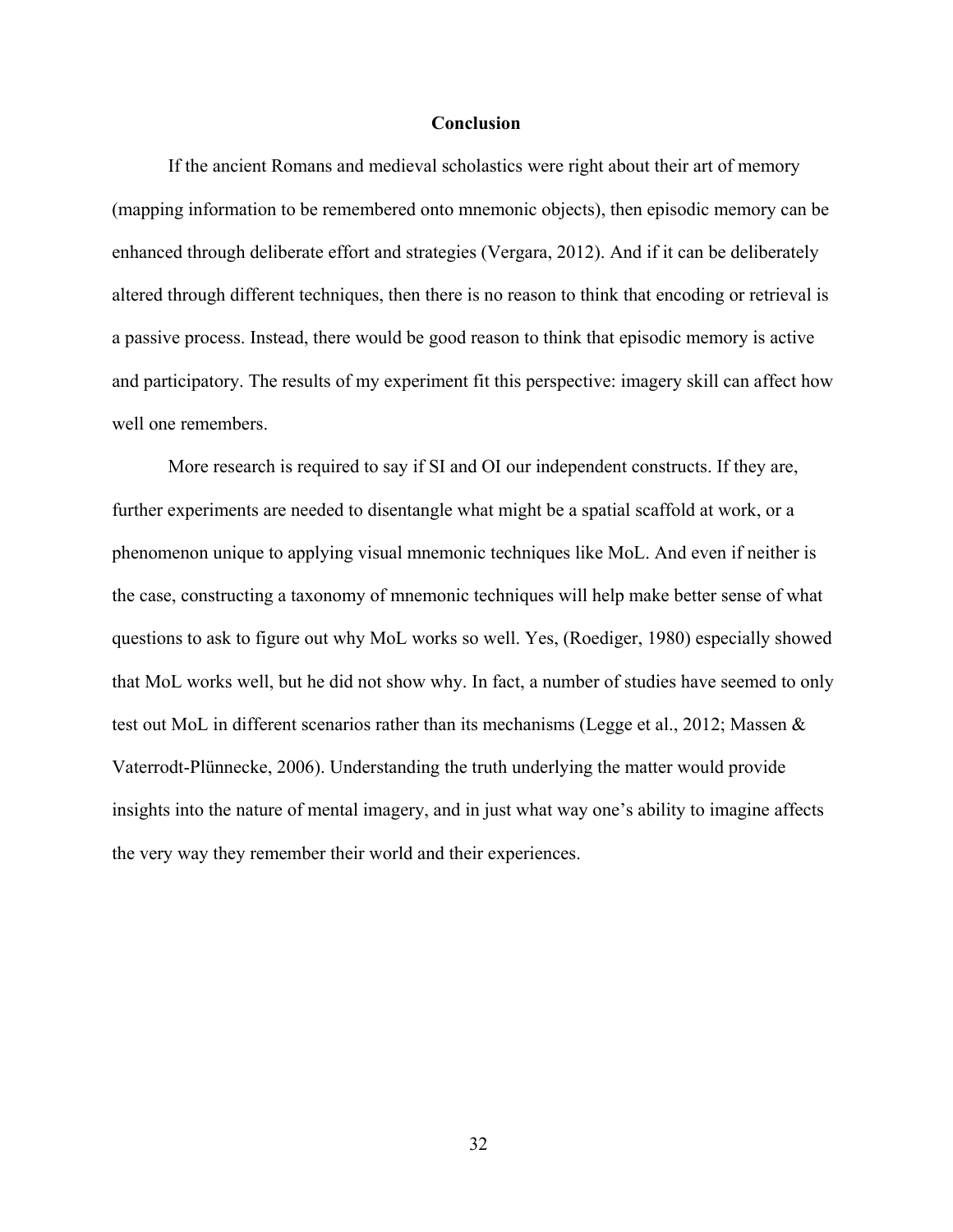## Conclusion

If the ancient Romans and medieval scholastics were right about their art of memory (mapping information to be remembered onto mnemonic objects), then episodic memory can be enhanced through deliberate effort and strategies (Vergara, 2012). And if it can be deliberately altered through different techniques, then there is no reason to think that encoding or retrieval is a passive process. Instead, there would be good reason to think that episodic memory is active and participatory. The results of my experiment fit this perspective: imagery skill can affect how well one remembers.

More research is required to say if SI and OI our independent constructs. If they are, further experiments are needed to disentangle what might be a spatial scaffold at work, or a phenomenon unique to applying visual mnemonic techniques like MoL. And even if neither is the case, constructing a taxonomy of mnemonic techniques will help make better sense of what questions to ask to figure out why MoL works so well. Yes, (Roediger, 1980) especially showed that MoL works well, but he did not show why. In fact, a number of studies have seemed to only test out MoL in different scenarios rather than its mechanisms (Legge et al., 2012; Massen & Vaterrodt-Plünnecke, 2006). Understanding the truth underlying the matter would provide insights into the nature of mental imagery, and in just what way one's ability to imagine affects the very way they remember their world and their experiences.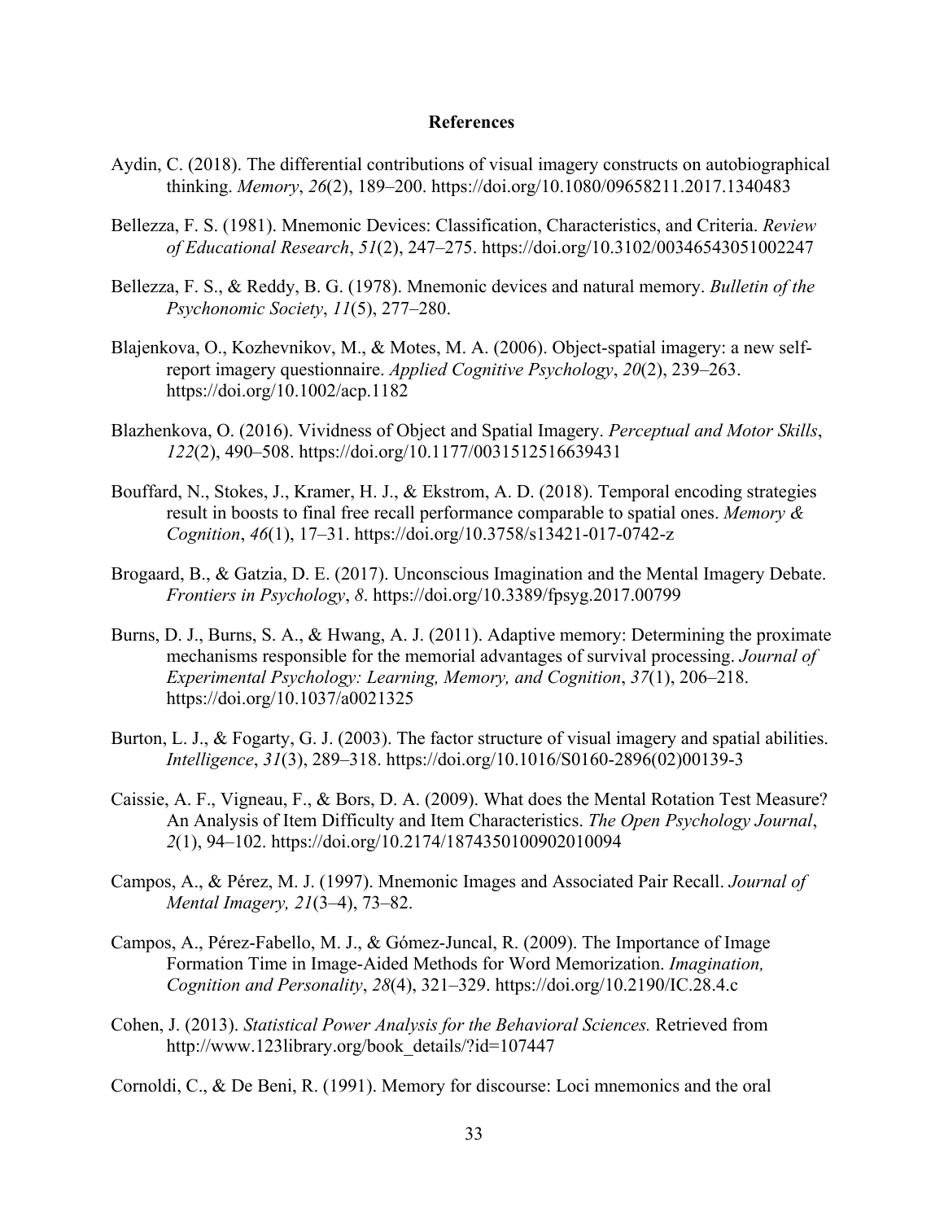# References

Aydin, C. (2018). The differential contributions of visual imagery constructs on autobiographical thinking. *Memory*, *26*(2), 189–200. https://doi.org/10.1080/09658211.2017.1340483

Bellezza, F. S. (1981). Mnemonic Devices: Classification, Characteristics, and Criteria. *Review of Educational Research*, *51*(2), 247–275. https://doi.org/10.3102/00346543051002247

Bellezza, F. S., & Reddy, B. G. (1978). Mnemonic devices and natural memory. *Bulletin of the Psychonomic Society*, *11*(5), 277–280.

Blajenkova, O., Kozhevnikov, M., & Motes, M. A. (2006). Object-spatial imagery: a new self-report imagery questionnaire. *Applied Cognitive Psychology*, *20*(2), 239–263. https://doi.org/10.1002/acp.1182

Blazhenkova, O. (2016). Vividness of Object and Spatial Imagery. *Perceptual and Motor Skills*, *122*(2), 490–508. https://doi.org/10.1177/0031512516639431

Bouffard, N., Stokes, J., Kramer, H. J., & Ekstrom, A. D. (2018). Temporal encoding strategies result in boosts to final free recall performance comparable to spatial ones. *Memory & Cognition*, *46*(1), 17–31. https://doi.org/10.3758/s13421-017-0742-z

Brogaard, B., & Gatzia, D. E. (2017). Unconscious Imagination and the Mental Imagery Debate. *Frontiers in Psychology*, *8*. https://doi.org/10.3389/fpsyg.2017.00799

Burns, D. J., Burns, S. A., & Hwang, A. J. (2011). Adaptive memory: Determining the proximate mechanisms responsible for the memorial advantages of survival processing. *Journal of Experimental Psychology: Learning, Memory, and Cognition*, *37*(1), 206–218. https://doi.org/10.1037/a0021325

Burton, L. J., & Fogarty, G. J. (2003). The factor structure of visual imagery and spatial abilities. *Intelligence*, *31*(3), 289–318. https://doi.org/10.1016/S0160-2896(02)00139-3

Caissie, A. F., Vigneau, F., & Bors, D. A. (2009). What does the Mental Rotation Test Measure? An Analysis of Item Difficulty and Item Characteristics. *The Open Psychology Journal*, *2*(1), 94–102. https://doi.org/10.2174/1874350100902010094

Campos, A., & Pérez, M. J. (1997). Mnemonic Images and Associated Pair Recall. *Journal of Mental Imagery, 21*(3–4), 73–82.

Campos, A., Pérez-Fabello, M. J., & Gómez-Juncal, R. (2009). The Importance of Image Formation Time in Image-Aided Methods for Word Memorization. *Imagination, Cognition and Personality*, *28*(4), 321–329. https://doi.org/10.2190/IC.28.4.c

Cohen, J. (2013). *Statistical Power Analysis for the Behavioral Sciences.* Retrieved from http://www.123library.org/book_details/?id=107447

Cornoldi, C., & De Beni, R. (1991). Memory for discourse: Loci mnemonics and the oral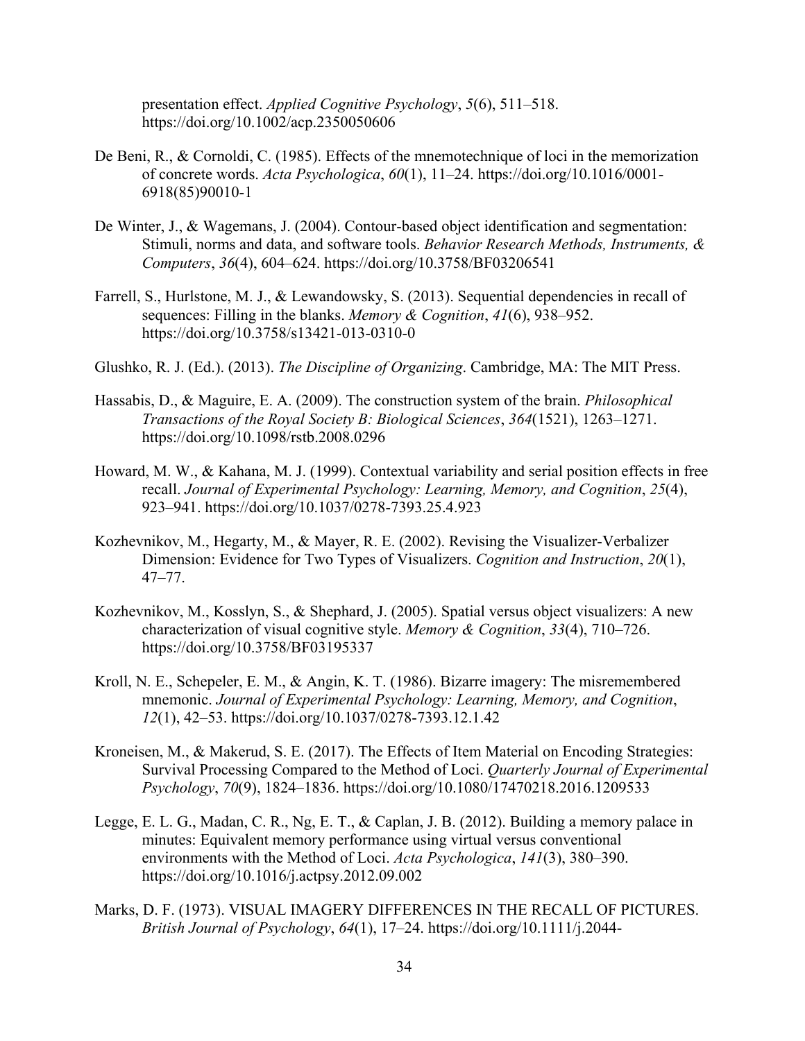presentation effect. *Applied Cognitive Psychology*, *5*(6), 511–518. https://doi.org/10.1002/acp.2350050606

De Beni, R., & Cornoldi, C. (1985). Effects of the mnemotechnique of loci in the memorization of concrete words. *Acta Psychologica*, *60*(1), 11–24. https://doi.org/10.1016/0001-6918(85)90010-1

De Winter, J., & Wagemans, J. (2004). Contour-based object identification and segmentation: Stimuli, norms and data, and software tools. *Behavior Research Methods, Instruments, & Computers*, *36*(4), 604–624. https://doi.org/10.3758/BF03206541

Farrell, S., Hurlstone, M. J., & Lewandowsky, S. (2013). Sequential dependencies in recall of sequences: Filling in the blanks. *Memory & Cognition*, *41*(6), 938–952. https://doi.org/10.3758/s13421-013-0310-0

Glushko, R. J. (Ed.). (2013). *The Discipline of Organizing*. Cambridge, MA: The MIT Press.

Hassabis, D., & Maguire, E. A. (2009). The construction system of the brain. *Philosophical Transactions of the Royal Society B: Biological Sciences*, *364*(1521), 1263–1271. https://doi.org/10.1098/rstb.2008.0296

Howard, M. W., & Kahana, M. J. (1999). Contextual variability and serial position effects in free recall. *Journal of Experimental Psychology: Learning, Memory, and Cognition*, *25*(4), 923–941. https://doi.org/10.1037/0278-7393.25.4.923

Kozhevnikov, M., Hegarty, M., & Mayer, R. E. (2002). Revising the Visualizer-Verbalizer Dimension: Evidence for Two Types of Visualizers. *Cognition and Instruction*, *20*(1), 47–77.

Kozhevnikov, M., Kosslyn, S., & Shephard, J. (2005). Spatial versus object visualizers: A new characterization of visual cognitive style. *Memory & Cognition*, *33*(4), 710–726. https://doi.org/10.3758/BF03195337

Kroll, N. E., Schepeler, E. M., & Angin, K. T. (1986). Bizarre imagery: The misremembered mnemonic. *Journal of Experimental Psychology: Learning, Memory, and Cognition*, *12*(1), 42–53. https://doi.org/10.1037/0278-7393.12.1.42

Kroneisen, M., & Makerud, S. E. (2017). The Effects of Item Material on Encoding Strategies: Survival Processing Compared to the Method of Loci. *Quarterly Journal of Experimental Psychology*, *70*(9), 1824–1836. https://doi.org/10.1080/17470218.2016.1209533

Legge, E. L. G., Madan, C. R., Ng, E. T., & Caplan, J. B. (2012). Building a memory palace in minutes: Equivalent memory performance using virtual versus conventional environments with the Method of Loci. *Acta Psychologica*, *141*(3), 380–390. https://doi.org/10.1016/j.actpsy.2012.09.002

Marks, D. F. (1973). VISUAL IMAGERY DIFFERENCES IN THE RECALL OF PICTURES. *British Journal of Psychology*, *64*(1), 17–24. https://doi.org/10.1111/j.2044-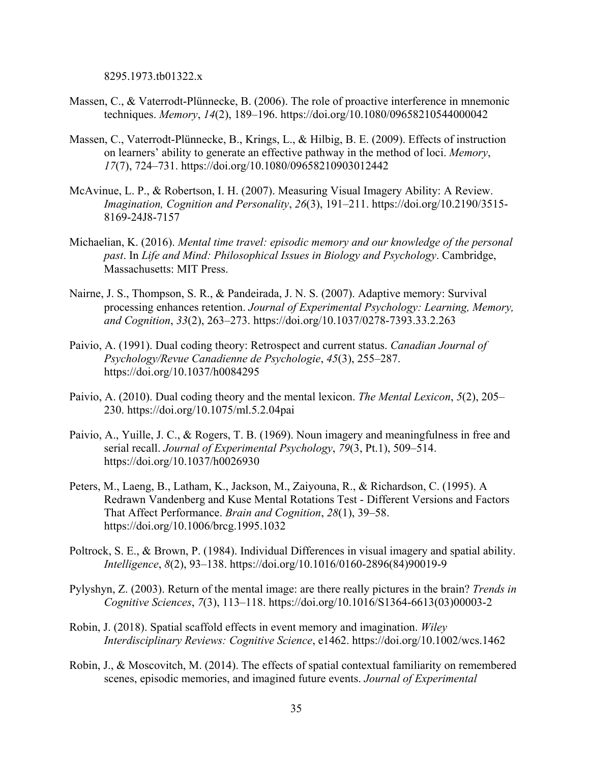8295.1973.tb01322.x

Massen, C., & Vaterrodt-Plünnecke, B. (2006). The role of proactive interference in mnemonic techniques. *Memory*, *14*(2), 189–196. https://doi.org/10.1080/09658210544000042

Massen, C., Vaterrodt-Plünnecke, B., Krings, L., & Hilbig, B. E. (2009). Effects of instruction on learners' ability to generate an effective pathway in the method of loci. *Memory*, *17*(7), 724–731. https://doi.org/10.1080/09658210903012442

McAvinue, L. P., & Robertson, I. H. (2007). Measuring Visual Imagery Ability: A Review. *Imagination, Cognition and Personality*, *26*(3), 191–211. https://doi.org/10.2190/3515-8169-24J8-7157

Michaelian, K. (2016). *Mental time travel: episodic memory and our knowledge of the personal past*. In *Life and Mind: Philosophical Issues in Biology and Psychology*. Cambridge, Massachusetts: MIT Press.

Nairne, J. S., Thompson, S. R., & Pandeirada, J. N. S. (2007). Adaptive memory: Survival processing enhances retention. *Journal of Experimental Psychology: Learning, Memory, and Cognition*, *33*(2), 263–273. https://doi.org/10.1037/0278-7393.33.2.263

Paivio, A. (1991). Dual coding theory: Retrospect and current status. *Canadian Journal of Psychology/Revue Canadienne de Psychologie*, *45*(3), 255–287. https://doi.org/10.1037/h0084295

Paivio, A. (2010). Dual coding theory and the mental lexicon. *The Mental Lexicon*, *5*(2), 205–230. https://doi.org/10.1075/ml.5.2.04pai

Paivio, A., Yuille, J. C., & Rogers, T. B. (1969). Noun imagery and meaningfulness in free and serial recall. *Journal of Experimental Psychology*, *79*(3, Pt.1), 509–514. https://doi.org/10.1037/h0026930

Peters, M., Laeng, B., Latham, K., Jackson, M., Zaiyouna, R., & Richardson, C. (1995). A Redrawn Vandenberg and Kuse Mental Rotations Test - Different Versions and Factors That Affect Performance. *Brain and Cognition*, *28*(1), 39–58. https://doi.org/10.1006/brcg.1995.1032

Poltrock, S. E., & Brown, P. (1984). Individual Differences in visual imagery and spatial ability. *Intelligence*, *8*(2), 93–138. https://doi.org/10.1016/0160-2896(84)90019-9

Pylyshyn, Z. (2003). Return of the mental image: are there really pictures in the brain? *Trends in Cognitive Sciences*, *7*(3), 113–118. https://doi.org/10.1016/S1364-6613(03)00003-2

Robin, J. (2018). Spatial scaffold effects in event memory and imagination. *Wiley Interdisciplinary Reviews: Cognitive Science*, e1462. https://doi.org/10.1002/wcs.1462

Robin, J., & Moscovitch, M. (2014). The effects of spatial contextual familiarity on remembered scenes, episodic memories, and imagined future events. *Journal of Experimental*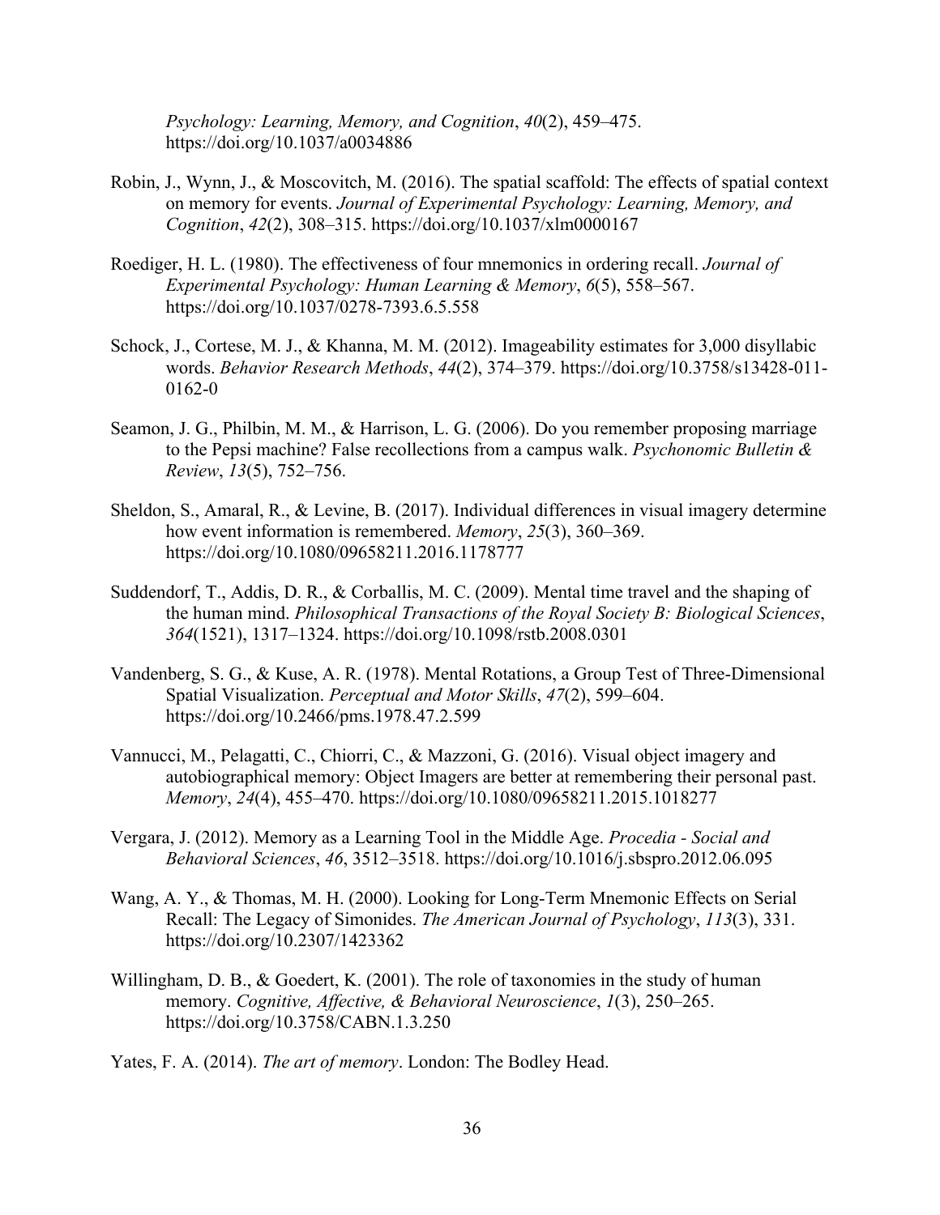*Psychology: Learning, Memory, and Cognition*, *40*(2), 459–475. https://doi.org/10.1037/a0034886

Robin, J., Wynn, J., & Moscovitch, M. (2016). The spatial scaffold: The effects of spatial context on memory for events. *Journal of Experimental Psychology: Learning, Memory, and Cognition*, *42*(2), 308–315. https://doi.org/10.1037/xlm0000167

Roediger, H. L. (1980). The effectiveness of four mnemonics in ordering recall. *Journal of Experimental Psychology: Human Learning & Memory*, *6*(5), 558–567. https://doi.org/10.1037/0278-7393.6.5.558

Schock, J., Cortese, M. J., & Khanna, M. M. (2012). Imageability estimates for 3,000 disyllabic words. *Behavior Research Methods*, *44*(2), 374–379. https://doi.org/10.3758/s13428-011-0162-0

Seamon, J. G., Philbin, M. M., & Harrison, L. G. (2006). Do you remember proposing marriage to the Pepsi machine? False recollections from a campus walk. *Psychonomic Bulletin & Review*, *13*(5), 752–756.

Sheldon, S., Amaral, R., & Levine, B. (2017). Individual differences in visual imagery determine how event information is remembered. *Memory*, *25*(3), 360–369. https://doi.org/10.1080/09658211.2016.1178777

Suddendorf, T., Addis, D. R., & Corballis, M. C. (2009). Mental time travel and the shaping of the human mind. *Philosophical Transactions of the Royal Society B: Biological Sciences*, *364*(1521), 1317–1324. https://doi.org/10.1098/rstb.2008.0301

Vandenberg, S. G., & Kuse, A. R. (1978). Mental Rotations, a Group Test of Three-Dimensional Spatial Visualization. *Perceptual and Motor Skills*, *47*(2), 599–604. https://doi.org/10.2466/pms.1978.47.2.599

Vannucci, M., Pelagatti, C., Chiorri, C., & Mazzoni, G. (2016). Visual object imagery and autobiographical memory: Object Imagers are better at remembering their personal past. *Memory*, *24*(4), 455–470. https://doi.org/10.1080/09658211.2015.1018277

Vergara, J. (2012). Memory as a Learning Tool in the Middle Age. *Procedia - Social and Behavioral Sciences*, *46*, 3512–3518. https://doi.org/10.1016/j.sbspro.2012.06.095

Wang, A. Y., & Thomas, M. H. (2000). Looking for Long-Term Mnemonic Effects on Serial Recall: The Legacy of Simonides. *The American Journal of Psychology*, *113*(3), 331. https://doi.org/10.2307/1423362

Willingham, D. B., & Goedert, K. (2001). The role of taxonomies in the study of human memory. *Cognitive, Affective, & Behavioral Neuroscience*, *1*(3), 250–265. https://doi.org/10.3758/CABN.1.3.250

Yates, F. A. (2014). *The art of memory*. London: The Bodley Head.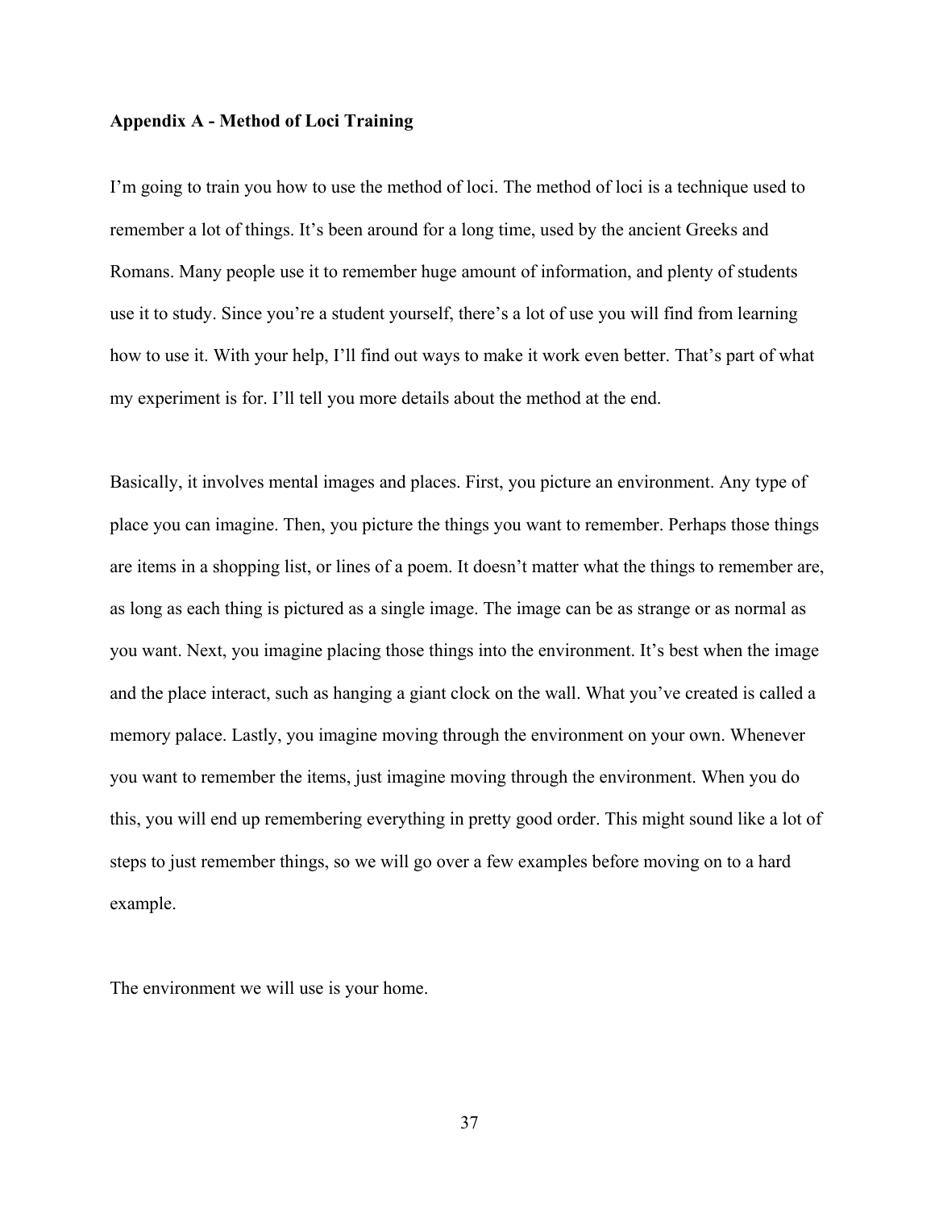**Appendix A - Method of Loci Training**

I'm going to train you how to use the method of loci. The method of loci is a technique used to remember a lot of things. It's been around for a long time, used by the ancient Greeks and Romans. Many people use it to remember huge amount of information, and plenty of students use it to study. Since you're a student yourself, there's a lot of use you will find from learning how to use it. With your help, I'll find out ways to make it work even better. That's part of what my experiment is for. I'll tell you more details about the method at the end.

Basically, it involves mental images and places. First, you picture an environment. Any type of place you can imagine. Then, you picture the things you want to remember. Perhaps those things are items in a shopping list, or lines of a poem. It doesn't matter what the things to remember are, as long as each thing is pictured as a single image. The image can be as strange or as normal as you want. Next, you imagine placing those things into the environment. It's best when the image and the place interact, such as hanging a giant clock on the wall. What you've created is called a memory palace. Lastly, you imagine moving through the environment on your own. Whenever you want to remember the items, just imagine moving through the environment. When you do this, you will end up remembering everything in pretty good order. This might sound like a lot of steps to just remember things, so we will go over a few examples before moving on to a hard example.

The environment we will use is your home.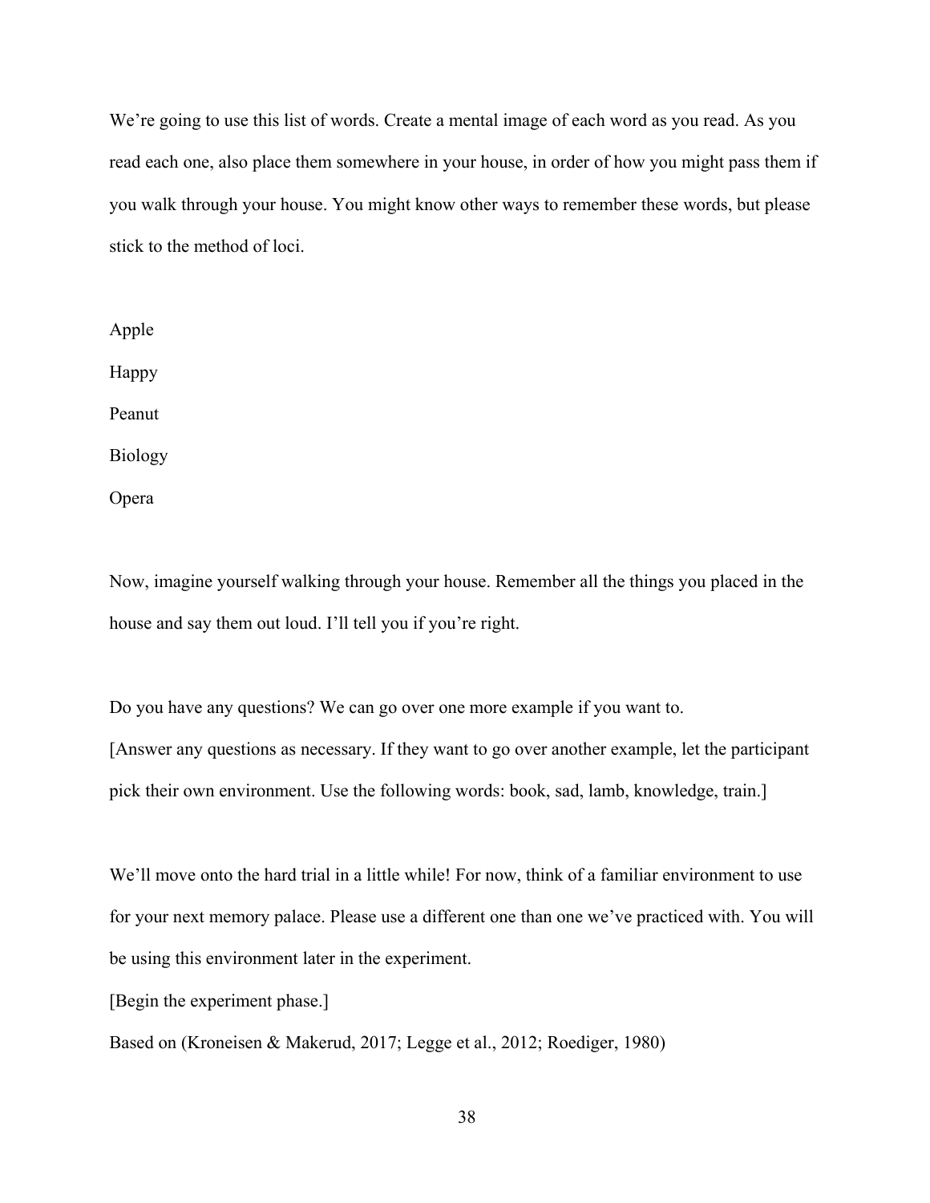We're going to use this list of words. Create a mental image of each word as you read. As you read each one, also place them somewhere in your house, in order of how you might pass them if you walk through your house. You might know other ways to remember these words, but please stick to the method of loci.

Apple

Happy

Peanut

Biology

Opera

Now, imagine yourself walking through your house. Remember all the things you placed in the house and say them out loud. I'll tell you if you're right.

Do you have any questions? We can go over one more example if you want to.

[Answer any questions as necessary. If they want to go over another example, let the participant pick their own environment. Use the following words: book, sad, lamb, knowledge, train.]

We'll move onto the hard trial in a little while! For now, think of a familiar environment to use for your next memory palace. Please use a different one than one we've practiced with. You will be using this environment later in the experiment.

[Begin the experiment phase.]

Based on (Kroneisen & Makerud, 2017; Legge et al., 2012; Roediger, 1980)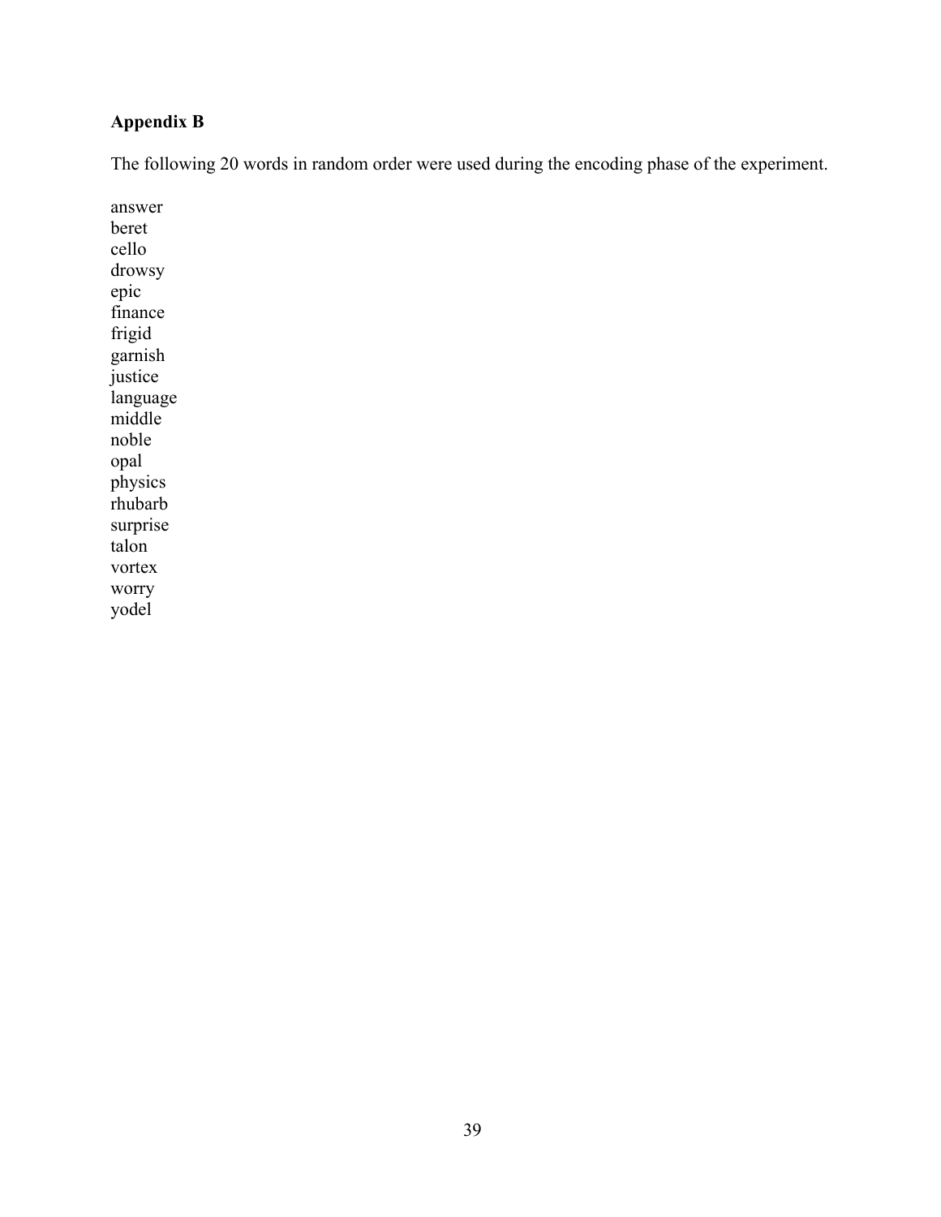## Appendix B

The following 20 words in random order were used during the encoding phase of the experiment.

answer
beret
cello
drowsy
epic
finance
frigid
garnish
justice
language
middle
noble
opal
physics
rhubarb
surprise
talon
vortex
worry
yodel